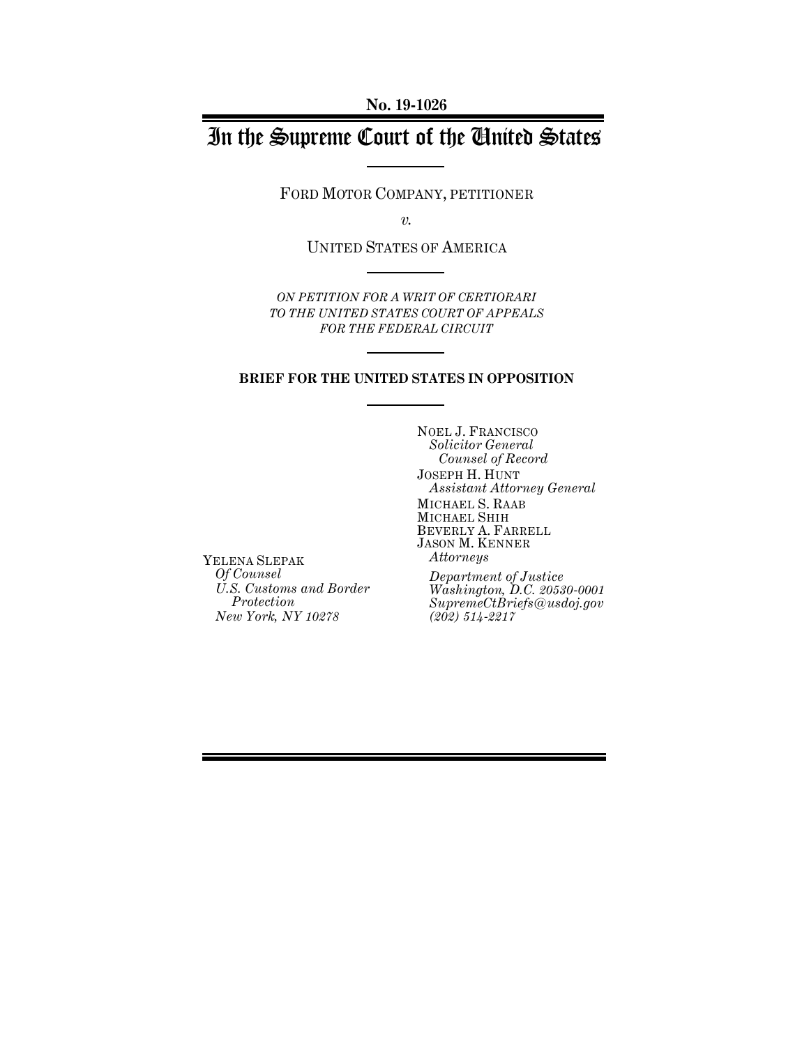**No. 19-1026**

# In the Supreme Court of the United States

FORD MOTOR COMPANY, PETITIONER

*v.*

UNITED STATES OF AMERICA

*ON PETITION FOR A WRIT OF CERTIORARI TO THE UNITED STATES COURT OF APPEALS FOR THE FEDERAL CIRCUIT*

**BRIEF FOR THE UNITED STATES IN OPPOSITION**

NOEL J. FRANCISCO
*Solicitor General*
*Counsel of Record*
JOSEPH H. HUNT
*Assistant Attorney General*
MICHAEL S. RAAB
MICHAEL SHIH
BEVERLY A. FARRELL
JASON M. KENNER
*Attorneys*

*Department of Justice*
*Washington, D.C. 20530-0001*
*SupremeCtBriefs@usdoj.gov*
*(202) 514-2217*

YELENA SLEPAK
*Of Counsel*
*U.S. Customs and Border Protection*
*New York, NY 10278*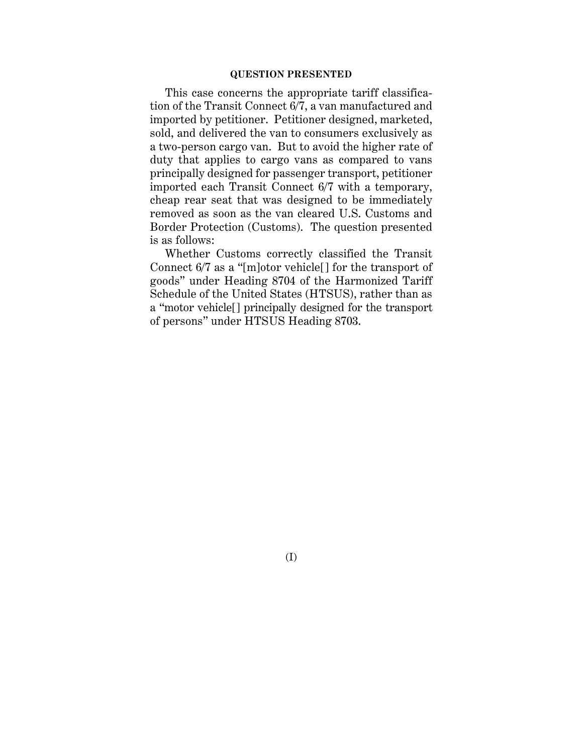## QUESTION PRESENTED

This case concerns the appropriate tariff classification of the Transit Connect 6/7, a van manufactured and imported by petitioner. Petitioner designed, marketed, sold, and delivered the van to consumers exclusively as a two-person cargo van. But to avoid the higher rate of duty that applies to cargo vans as compared to vans principally designed for passenger transport, petitioner imported each Transit Connect 6/7 with a temporary, cheap rear seat that was designed to be immediately removed as soon as the van cleared U.S. Customs and Border Protection (Customs). The question presented is as follows:

Whether Customs correctly classified the Transit Connect 6/7 as a "[m]otor vehicle[] for the transport of goods" under Heading 8704 of the Harmonized Tariff Schedule of the United States (HTSUS), rather than as a "motor vehicle[] principally designed for the transport of persons" under HTSUS Heading 8703.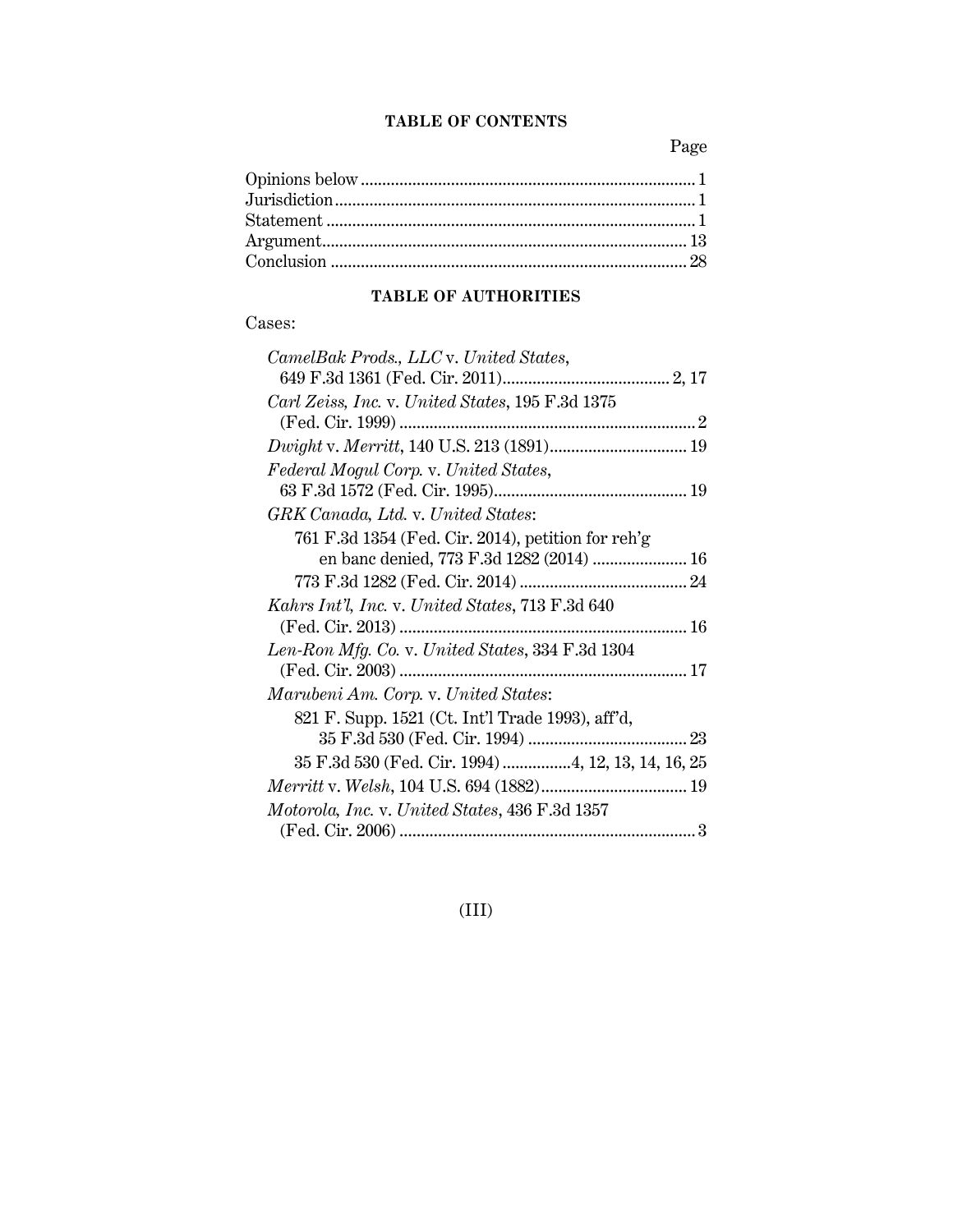## TABLE OF CONTENTS

| | Page |
|---|---|
| Opinions below | 1 |
| Jurisdiction | 1 |
| Statement | 1 |
| Argument | 13 |
| Conclusion | 28 |

## TABLE OF AUTHORITIES

Cases:

*CamelBak Prods., LLC* v. *United States*, 649 F.3d 1361 (Fed. Cir. 2011) ... 2, 17

*Carl Zeiss, Inc.* v. *United States*, 195 F.3d 1375 (Fed. Cir. 1999) ... 2

*Dwight* v. *Merritt*, 140 U.S. 213 (1891) ... 19

*Federal Mogul Corp.* v. *United States*, 63 F.3d 1572 (Fed. Cir. 1995) ... 19

*GRK Canada, Ltd.* v. *United States*:

- 761 F.3d 1354 (Fed. Cir. 2014), petition for reh'g en banc denied, 773 F.3d 1282 (2014) ... 16
- 773 F.3d 1282 (Fed. Cir. 2014) ... 24

*Kahrs Int'l, Inc.* v. *United States*, 713 F.3d 640 (Fed. Cir. 2013) ... 16

*Len-Ron Mfg. Co.* v. *United States*, 334 F.3d 1304 (Fed. Cir. 2003) ... 17

*Marubeni Am. Corp.* v. *United States*:

- 821 F. Supp. 1521 (Ct. Int'l Trade 1993), aff'd, 35 F.3d 530 (Fed. Cir. 1994) ... 23
- 35 F.3d 530 (Fed. Cir. 1994) ... 4, 12, 13, 14, 16, 25

*Merritt* v. *Welsh*, 104 U.S. 694 (1882) ... 19

*Motorola, Inc.* v. *United States*, 436 F.3d 1357 (Fed. Cir. 2006) ... 3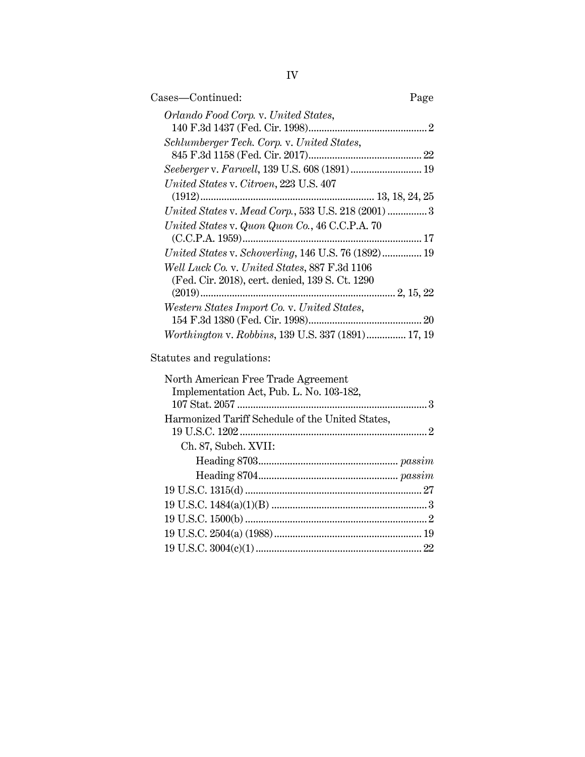Cases—Continued: Page

*Orlando Food Corp.* v. *United States*, 140 F.3d 1437 (Fed. Cir. 1998) ... 2

*Schlumberger Tech. Corp.* v. *United States*, 845 F.3d 1158 (Fed. Cir. 2017) ... 22

*Seeberger* v. *Farwell*, 139 U.S. 608 (1891) ... 19

*United States* v. *Citroen*, 223 U.S. 407 (1912) ... 13, 18, 24, 25

*United States* v. *Mead Corp.*, 533 U.S. 218 (2001) ... 3

*United States* v. *Quon Quon Co.*, 46 C.C.P.A. 70 (C.C.P.A. 1959) ... 17

*United States* v. *Schoverling*, 146 U.S. 76 (1892) ... 19

*Well Luck Co.* v. *United States*, 887 F.3d 1106 (Fed. Cir. 2018), cert. denied, 139 S. Ct. 1290 (2019) ... 2, 15, 22

*Western States Import Co.* v. *United States*, 154 F.3d 1380 (Fed. Cir. 1998) ... 20

*Worthington* v. *Robbins*, 139 U.S. 337 (1891) ... 17, 19

Statutes and regulations:

North American Free Trade Agreement Implementation Act, Pub. L. No. 103-182, 107 Stat. 2057 ... 3

Harmonized Tariff Schedule of the United States, 19 U.S.C. 1202 ... 2

Ch. 87, Subch. XVII:

Heading 8703 ... *passim*

Heading 8704 ... *passim*

19 U.S.C. 1315(d) ... 27

19 U.S.C. 1484(a)(1)(B) ... 3

19 U.S.C. 1500(b) ... 2

19 U.S.C. 2504(a) (1988) ... 19

19 U.S.C. 3004(c)(1) ... 22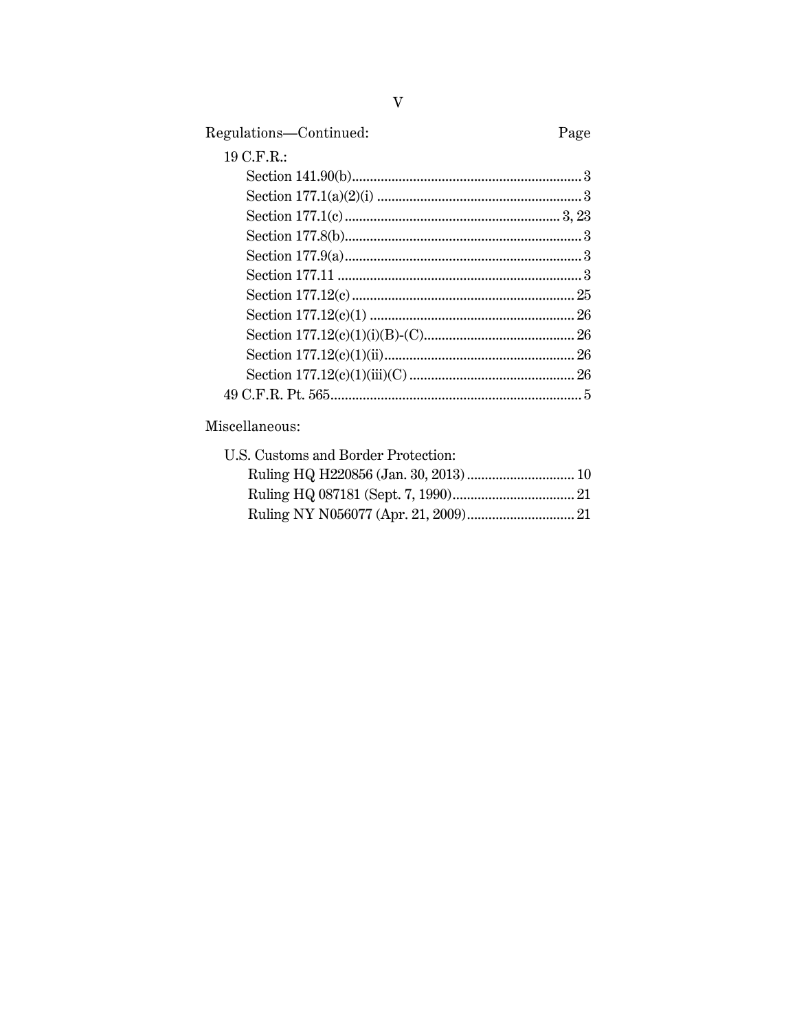Regulations—Continued: Page

19 C.F.R.:

- Section 141.90(b) ... 3
- Section 177.1(a)(2)(i) ... 3
- Section 177.1(c) ... 3, 23
- Section 177.8(b) ... 3
- Section 177.9(a) ... 3
- Section 177.11 ... 3
- Section 177.12(c) ... 25
- Section 177.12(c)(1) ... 26
- Section 177.12(c)(1)(i)(B)-(C) ... 26
- Section 177.12(c)(1)(ii) ... 26
- Section 177.12(c)(1)(iii)(C) ... 26

49 C.F.R. Pt. 565 ... 5

Miscellaneous:

U.S. Customs and Border Protection:

- Ruling HQ H220856 (Jan. 30, 2013) ... 10
- Ruling HQ 087181 (Sept. 7, 1990) ... 21
- Ruling NY N056077 (Apr. 21, 2009) ... 21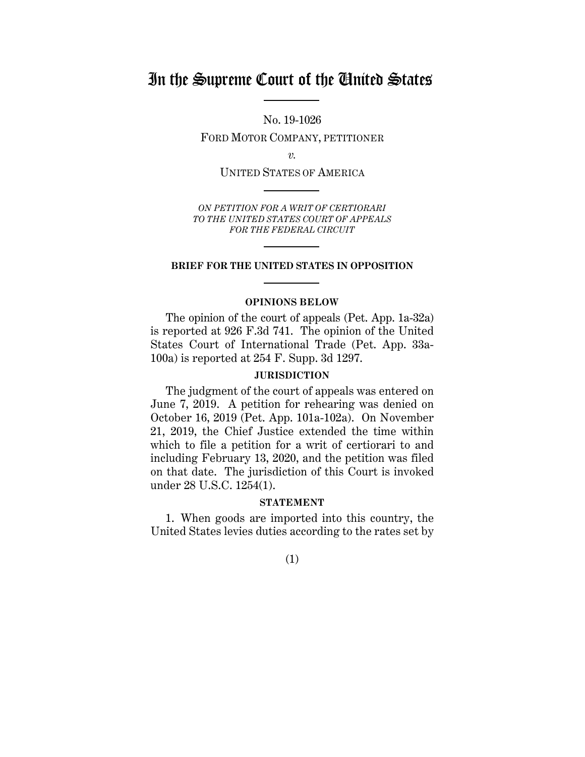# In the Supreme Court of the United States

No. 19-1026

FORD MOTOR COMPANY, PETITIONER

*v.*

UNITED STATES OF AMERICA

*ON PETITION FOR A WRIT OF CERTIORARI TO THE UNITED STATES COURT OF APPEALS FOR THE FEDERAL CIRCUIT*

**BRIEF FOR THE UNITED STATES IN OPPOSITION**

## OPINIONS BELOW

The opinion of the court of appeals (Pet. App. 1a-32a) is reported at 926 F.3d 741. The opinion of the United States Court of International Trade (Pet. App. 33a-100a) is reported at 254 F. Supp. 3d 1297.

## JURISDICTION

The judgment of the court of appeals was entered on June 7, 2019. A petition for rehearing was denied on October 16, 2019 (Pet. App. 101a-102a). On November 21, 2019, the Chief Justice extended the time within which to file a petition for a writ of certiorari to and including February 13, 2020, and the petition was filed on that date. The jurisdiction of this Court is invoked under 28 U.S.C. 1254(1).

## STATEMENT

1. When goods are imported into this country, the United States levies duties according to the rates set by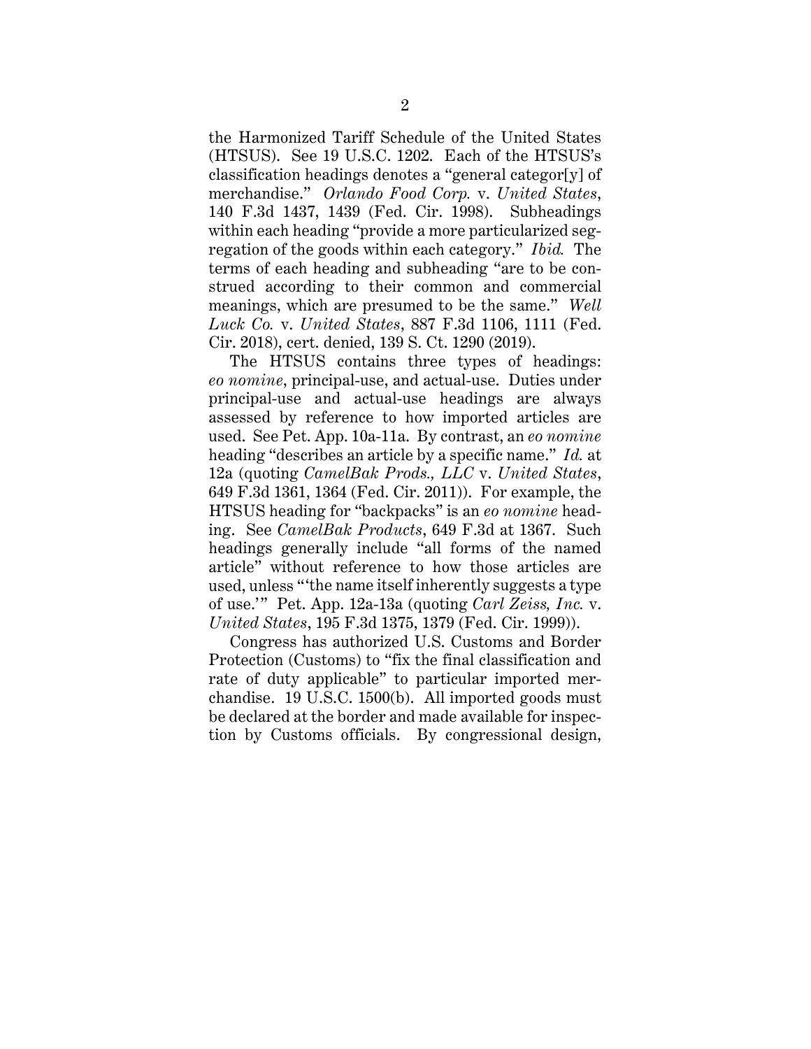the Harmonized Tariff Schedule of the United States (HTSUS). See 19 U.S.C. 1202. Each of the HTSUS's classification headings denotes a "general categor[y] of merchandise." *Orlando Food Corp.* v. *United States*, 140 F.3d 1437, 1439 (Fed. Cir. 1998). Subheadings within each heading "provide a more particularized segregation of the goods within each category." *Ibid.* The terms of each heading and subheading "are to be construed according to their common and commercial meanings, which are presumed to be the same." *Well Luck Co.* v. *United States*, 887 F.3d 1106, 1111 (Fed. Cir. 2018), cert. denied, 139 S. Ct. 1290 (2019).

The HTSUS contains three types of headings: *eo nomine*, principal-use, and actual-use. Duties under principal-use and actual-use headings are always assessed by reference to how imported articles are used. See Pet. App. 10a-11a. By contrast, an *eo nomine* heading "describes an article by a specific name." *Id.* at 12a (quoting *CamelBak Prods., LLC* v. *United States*, 649 F.3d 1361, 1364 (Fed. Cir. 2011)). For example, the HTSUS heading for "backpacks" is an *eo nomine* heading. See *CamelBak Products*, 649 F.3d at 1367. Such headings generally include "all forms of the named article" without reference to how those articles are used, unless "'the name itself inherently suggests a type of use.'" Pet. App. 12a-13a (quoting *Carl Zeiss, Inc.* v. *United States*, 195 F.3d 1375, 1379 (Fed. Cir. 1999)).

Congress has authorized U.S. Customs and Border Protection (Customs) to "fix the final classification and rate of duty applicable" to particular imported merchandise. 19 U.S.C. 1500(b). All imported goods must be declared at the border and made available for inspection by Customs officials. By congressional design,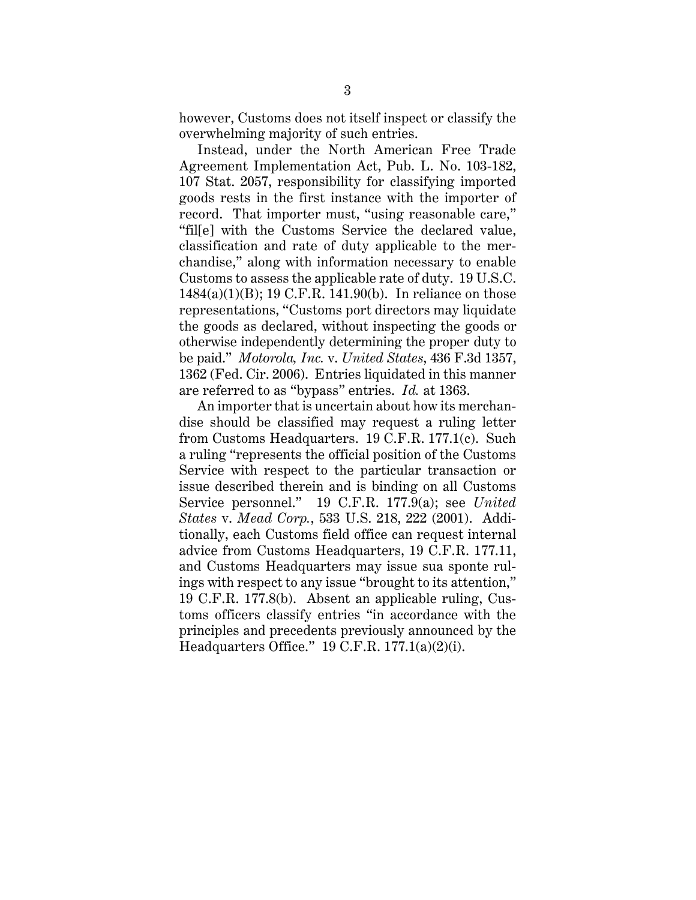however, Customs does not itself inspect or classify the overwhelming majority of such entries.

Instead, under the North American Free Trade Agreement Implementation Act, Pub. L. No. 103-182, 107 Stat. 2057, responsibility for classifying imported goods rests in the first instance with the importer of record. That importer must, "using reasonable care," "fil[e] with the Customs Service the declared value, classification and rate of duty applicable to the merchandise," along with information necessary to enable Customs to assess the applicable rate of duty. 19 U.S.C. 1484(a)(1)(B); 19 C.F.R. 141.90(b). In reliance on those representations, "Customs port directors may liquidate the goods as declared, without inspecting the goods or otherwise independently determining the proper duty to be paid." *Motorola, Inc.* v. *United States*, 436 F.3d 1357, 1362 (Fed. Cir. 2006). Entries liquidated in this manner are referred to as "bypass" entries. *Id.* at 1363.

An importer that is uncertain about how its merchandise should be classified may request a ruling letter from Customs Headquarters. 19 C.F.R. 177.1(c). Such a ruling "represents the official position of the Customs Service with respect to the particular transaction or issue described therein and is binding on all Customs Service personnel." 19 C.F.R. 177.9(a); see *United States* v. *Mead Corp.*, 533 U.S. 218, 222 (2001). Additionally, each Customs field office can request internal advice from Customs Headquarters, 19 C.F.R. 177.11, and Customs Headquarters may issue sua sponte rulings with respect to any issue "brought to its attention," 19 C.F.R. 177.8(b). Absent an applicable ruling, Customs officers classify entries "in accordance with the principles and precedents previously announced by the Headquarters Office." 19 C.F.R. 177.1(a)(2)(i).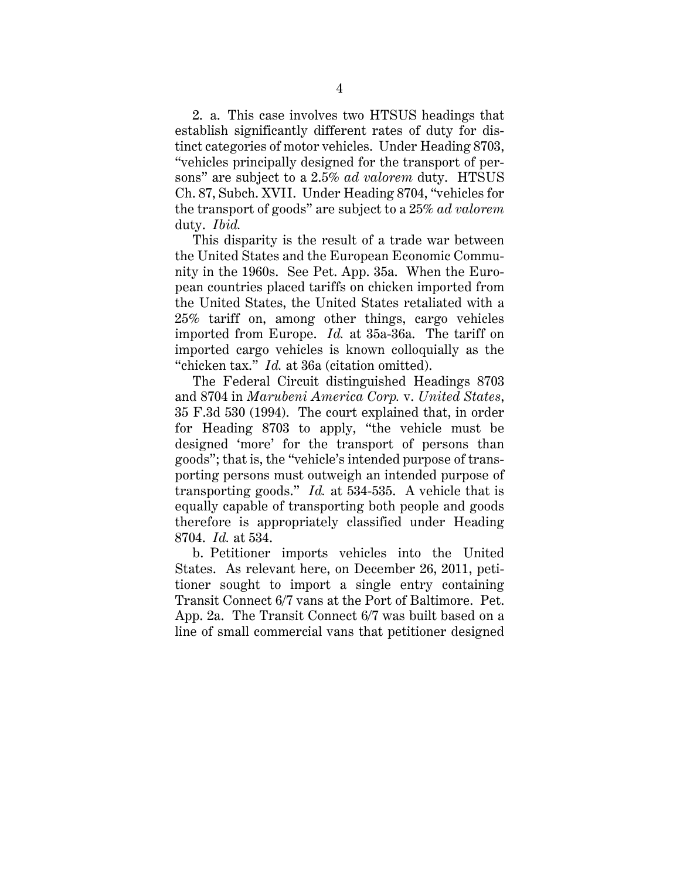2. a. This case involves two HTSUS headings that establish significantly different rates of duty for distinct categories of motor vehicles. Under Heading 8703, "vehicles principally designed for the transport of persons" are subject to a 2.5% *ad valorem* duty. HTSUS Ch. 87, Subch. XVII. Under Heading 8704, "vehicles for the transport of goods" are subject to a 25% *ad valorem* duty. *Ibid.*

This disparity is the result of a trade war between the United States and the European Economic Community in the 1960s. See Pet. App. 35a. When the European countries placed tariffs on chicken imported from the United States, the United States retaliated with a 25% tariff on, among other things, cargo vehicles imported from Europe. *Id.* at 35a-36a. The tariff on imported cargo vehicles is known colloquially as the "chicken tax." *Id.* at 36a (citation omitted).

The Federal Circuit distinguished Headings 8703 and 8704 in *Marubeni America Corp.* v. *United States*, 35 F.3d 530 (1994). The court explained that, in order for Heading 8703 to apply, "the vehicle must be designed 'more' for the transport of persons than goods"; that is, the "vehicle's intended purpose of transporting persons must outweigh an intended purpose of transporting goods." *Id.* at 534-535. A vehicle that is equally capable of transporting both people and goods therefore is appropriately classified under Heading 8704. *Id.* at 534.

b. Petitioner imports vehicles into the United States. As relevant here, on December 26, 2011, petitioner sought to import a single entry containing Transit Connect 6/7 vans at the Port of Baltimore. Pet. App. 2a. The Transit Connect 6/7 was built based on a line of small commercial vans that petitioner designed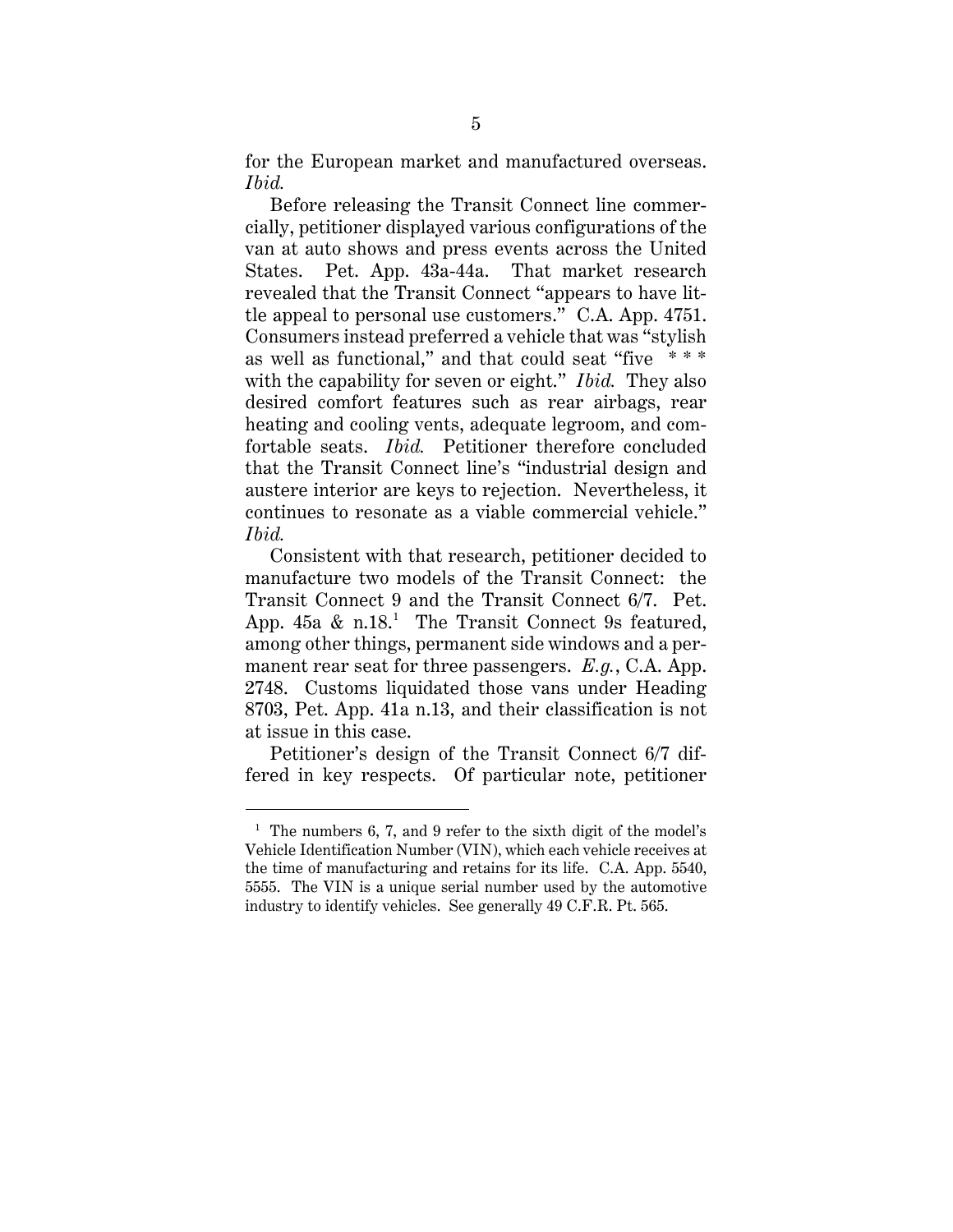for the European market and manufactured overseas. *Ibid.*

Before releasing the Transit Connect line commercially, petitioner displayed various configurations of the van at auto shows and press events across the United States. Pet. App. 43a-44a. That market research revealed that the Transit Connect "appears to have little appeal to personal use customers." C.A. App. 4751. Consumers instead preferred a vehicle that was "stylish as well as functional," and that could seat "five * * * with the capability for seven or eight." *Ibid.* They also desired comfort features such as rear airbags, rear heating and cooling vents, adequate legroom, and comfortable seats. *Ibid.* Petitioner therefore concluded that the Transit Connect line's "industrial design and austere interior are keys to rejection. Nevertheless, it continues to resonate as a viable commercial vehicle." *Ibid.*

Consistent with that research, petitioner decided to manufacture two models of the Transit Connect: the Transit Connect 9 and the Transit Connect 6/7. Pet. App. 45a & n.18.[1] The Transit Connect 9s featured, among other things, permanent side windows and a permanent rear seat for three passengers. *E.g.*, C.A. App. 2748. Customs liquidated those vans under Heading 8703, Pet. App. 41a n.13, and their classification is not at issue in this case.

Petitioner's design of the Transit Connect 6/7 differed in key respects. Of particular note, petitioner

---

[1] The numbers 6, 7, and 9 refer to the sixth digit of the model's Vehicle Identification Number (VIN), which each vehicle receives at the time of manufacturing and retains for its life. C.A. App. 5540, 5555. The VIN is a unique serial number used by the automotive industry to identify vehicles. See generally 49 C.F.R. Pt. 565.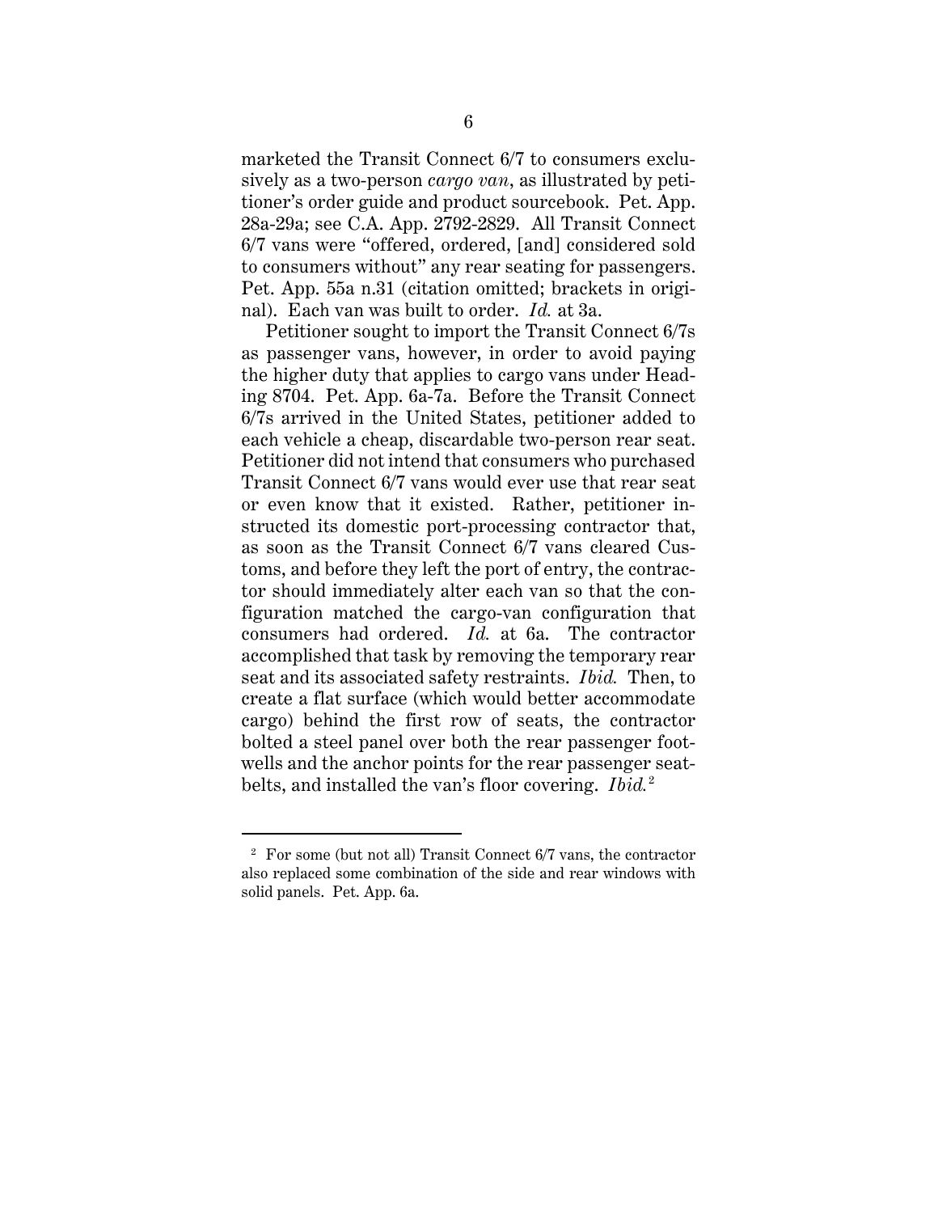marketed the Transit Connect 6/7 to consumers exclusively as a two-person *cargo van*, as illustrated by petitioner's order guide and product sourcebook. Pet. App. 28a-29a; see C.A. App. 2792-2829. All Transit Connect 6/7 vans were "offered, ordered, [and] considered sold to consumers without" any rear seating for passengers. Pet. App. 55a n.31 (citation omitted; brackets in original). Each van was built to order. *Id.* at 3a.

Petitioner sought to import the Transit Connect 6/7s as passenger vans, however, in order to avoid paying the higher duty that applies to cargo vans under Heading 8704. Pet. App. 6a-7a. Before the Transit Connect 6/7s arrived in the United States, petitioner added to each vehicle a cheap, discardable two-person rear seat. Petitioner did not intend that consumers who purchased Transit Connect 6/7 vans would ever use that rear seat or even know that it existed. Rather, petitioner instructed its domestic port-processing contractor that, as soon as the Transit Connect 6/7 vans cleared Customs, and before they left the port of entry, the contractor should immediately alter each van so that the configuration matched the cargo-van configuration that consumers had ordered. *Id.* at 6a. The contractor accomplished that task by removing the temporary rear seat and its associated safety restraints. *Ibid.* Then, to create a flat surface (which would better accommodate cargo) behind the first row of seats, the contractor bolted a steel panel over both the rear passenger footwells and the anchor points for the rear passenger seatbelts, and installed the van's floor covering. *Ibid.*[2]

---

[2] For some (but not all) Transit Connect 6/7 vans, the contractor also replaced some combination of the side and rear windows with solid panels. Pet. App. 6a.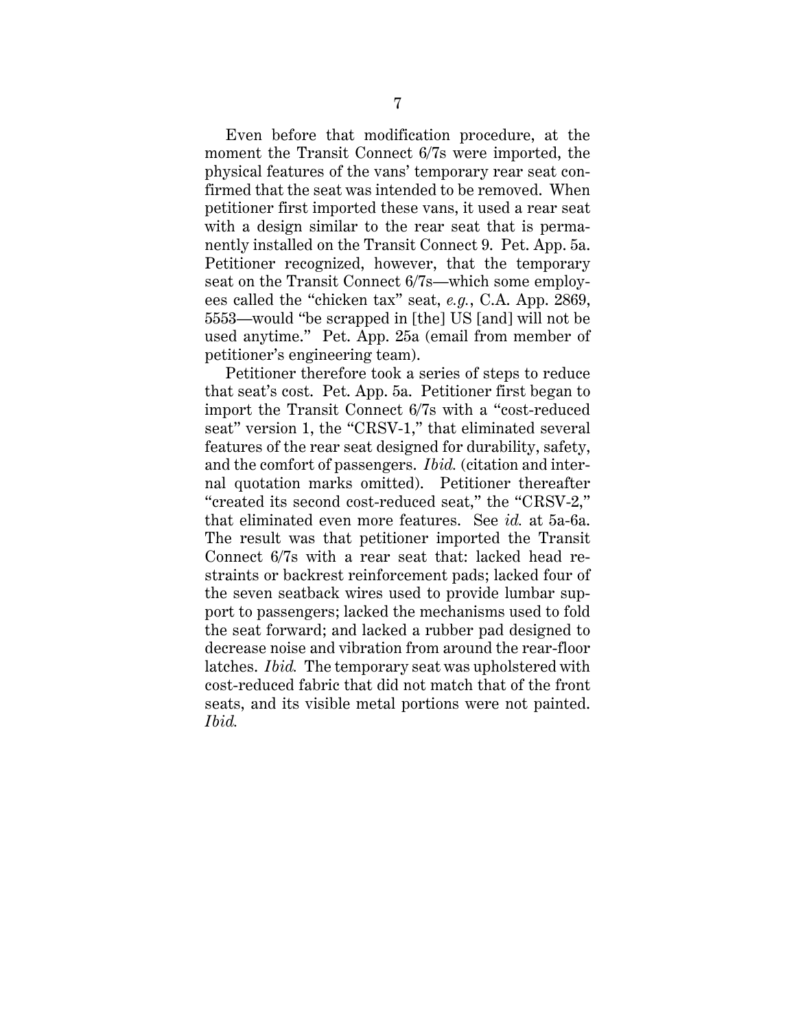Even before that modification procedure, at the moment the Transit Connect 6/7s were imported, the physical features of the vans' temporary rear seat confirmed that the seat was intended to be removed. When petitioner first imported these vans, it used a rear seat with a design similar to the rear seat that is permanently installed on the Transit Connect 9. Pet. App. 5a. Petitioner recognized, however, that the temporary seat on the Transit Connect 6/7s—which some employees called the "chicken tax" seat, *e.g.*, C.A. App. 2869, 5553—would "be scrapped in [the] US [and] will not be used anytime." Pet. App. 25a (email from member of petitioner's engineering team).

Petitioner therefore took a series of steps to reduce that seat's cost. Pet. App. 5a. Petitioner first began to import the Transit Connect 6/7s with a "cost-reduced seat" version 1, the "CRSV-1," that eliminated several features of the rear seat designed for durability, safety, and the comfort of passengers. *Ibid.* (citation and internal quotation marks omitted). Petitioner thereafter "created its second cost-reduced seat," the "CRSV-2," that eliminated even more features. See *id.* at 5a-6a. The result was that petitioner imported the Transit Connect 6/7s with a rear seat that: lacked head restraints or backrest reinforcement pads; lacked four of the seven seatback wires used to provide lumbar support to passengers; lacked the mechanisms used to fold the seat forward; and lacked a rubber pad designed to decrease noise and vibration from around the rear-floor latches. *Ibid.* The temporary seat was upholstered with cost-reduced fabric that did not match that of the front seats, and its visible metal portions were not painted. *Ibid.*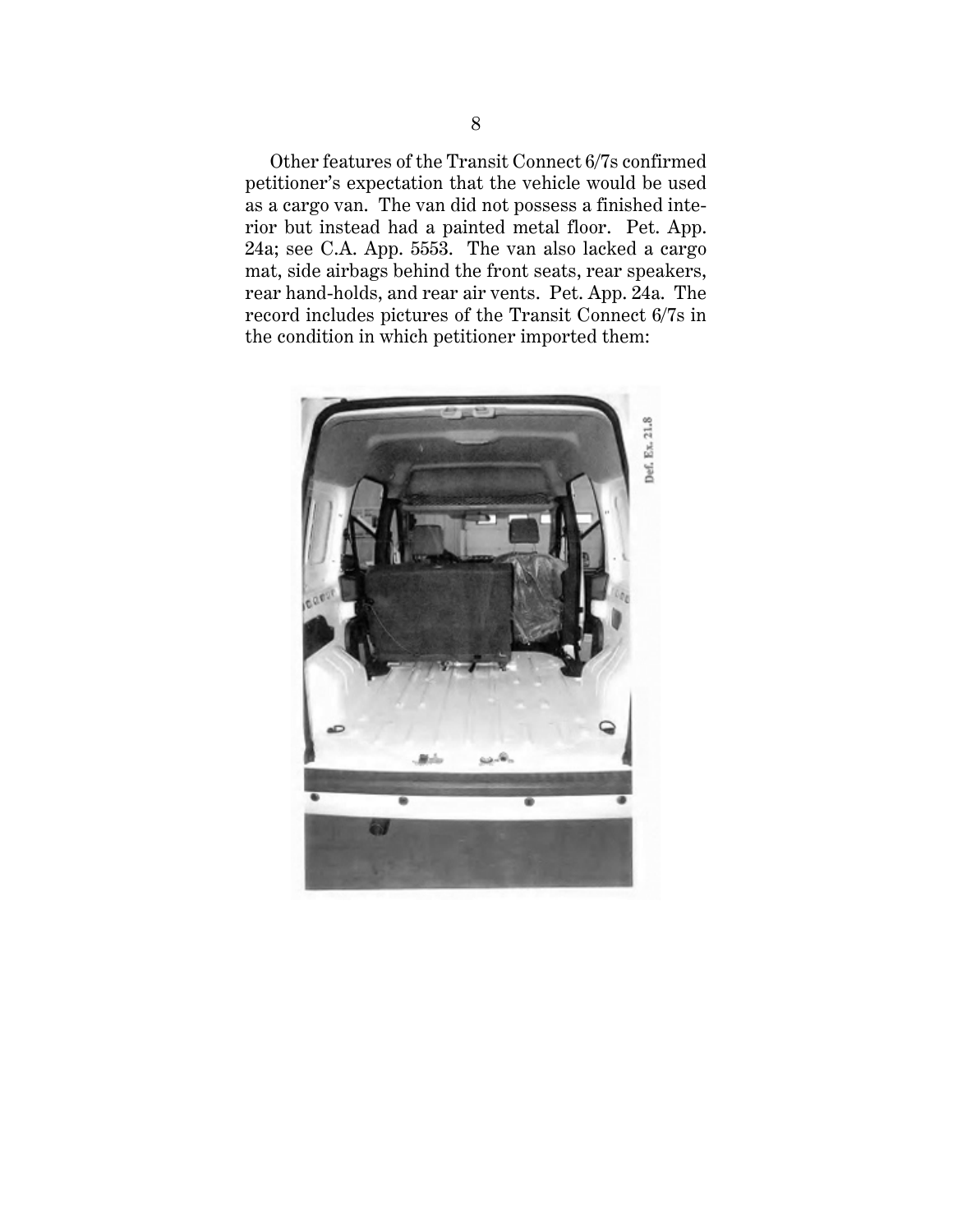Other features of the Transit Connect 6/7s confirmed petitioner's expectation that the vehicle would be used as a cargo van. The van did not possess a finished interior but instead had a painted metal floor. Pet. App. 24a; see C.A. App. 5553. The van also lacked a cargo mat, side airbags behind the front seats, rear speakers, rear hand-holds, and rear air vents. Pet. App. 24a. The record includes pictures of the Transit Connect 6/7s in the condition in which petitioner imported them: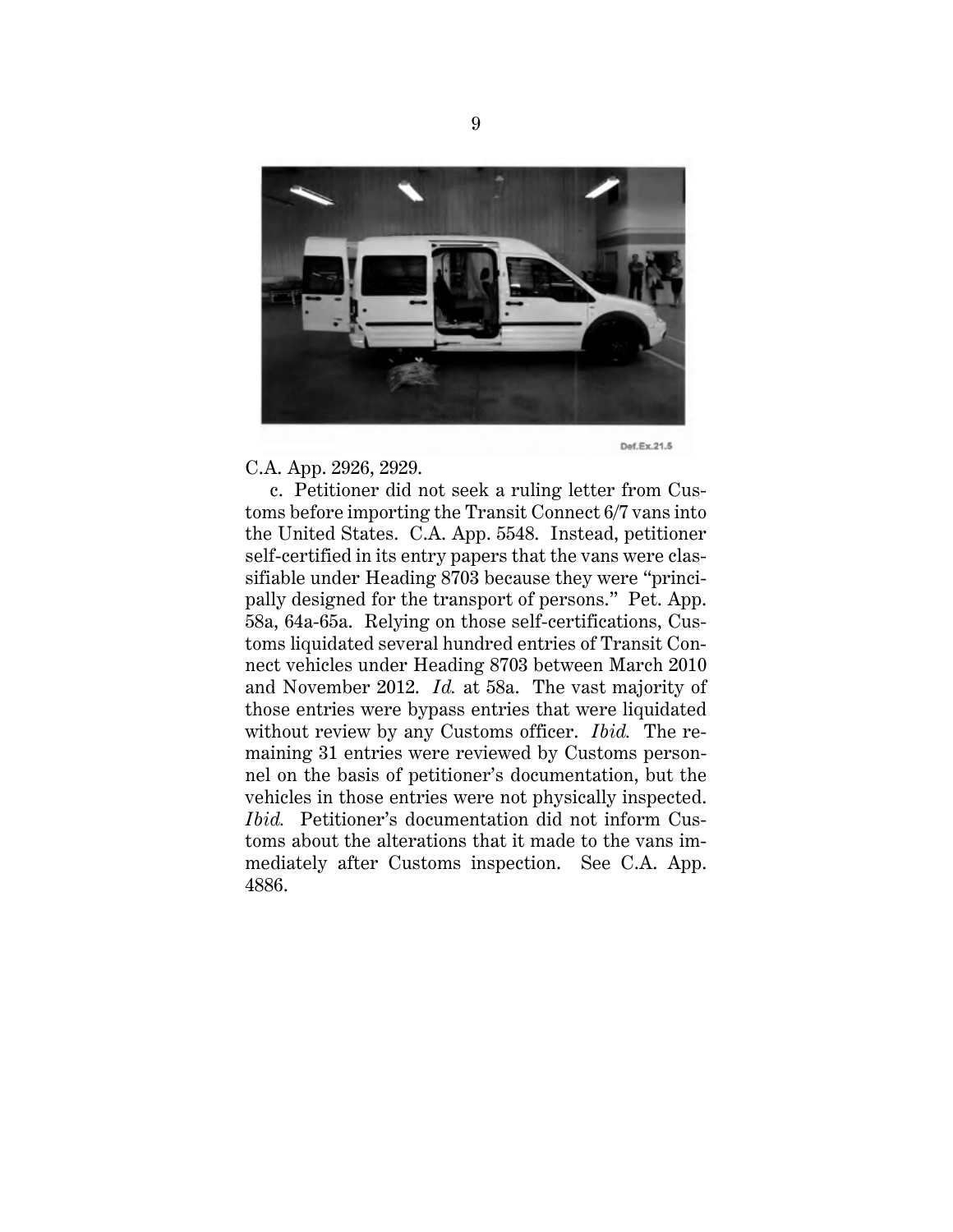C.A. App. 2926, 2929.

c. Petitioner did not seek a ruling letter from Customs before importing the Transit Connect 6/7 vans into the United States. C.A. App. 5548. Instead, petitioner self-certified in its entry papers that the vans were classifiable under Heading 8703 because they were "principally designed for the transport of persons." Pet. App. 58a, 64a-65a. Relying on those self-certifications, Customs liquidated several hundred entries of Transit Connect vehicles under Heading 8703 between March 2010 and November 2012. *Id.* at 58a. The vast majority of those entries were bypass entries that were liquidated without review by any Customs officer. *Ibid.* The remaining 31 entries were reviewed by Customs personnel on the basis of petitioner's documentation, but the vehicles in those entries were not physically inspected. *Ibid.* Petitioner's documentation did not inform Customs about the alterations that it made to the vans immediately after Customs inspection. See C.A. App. 4886.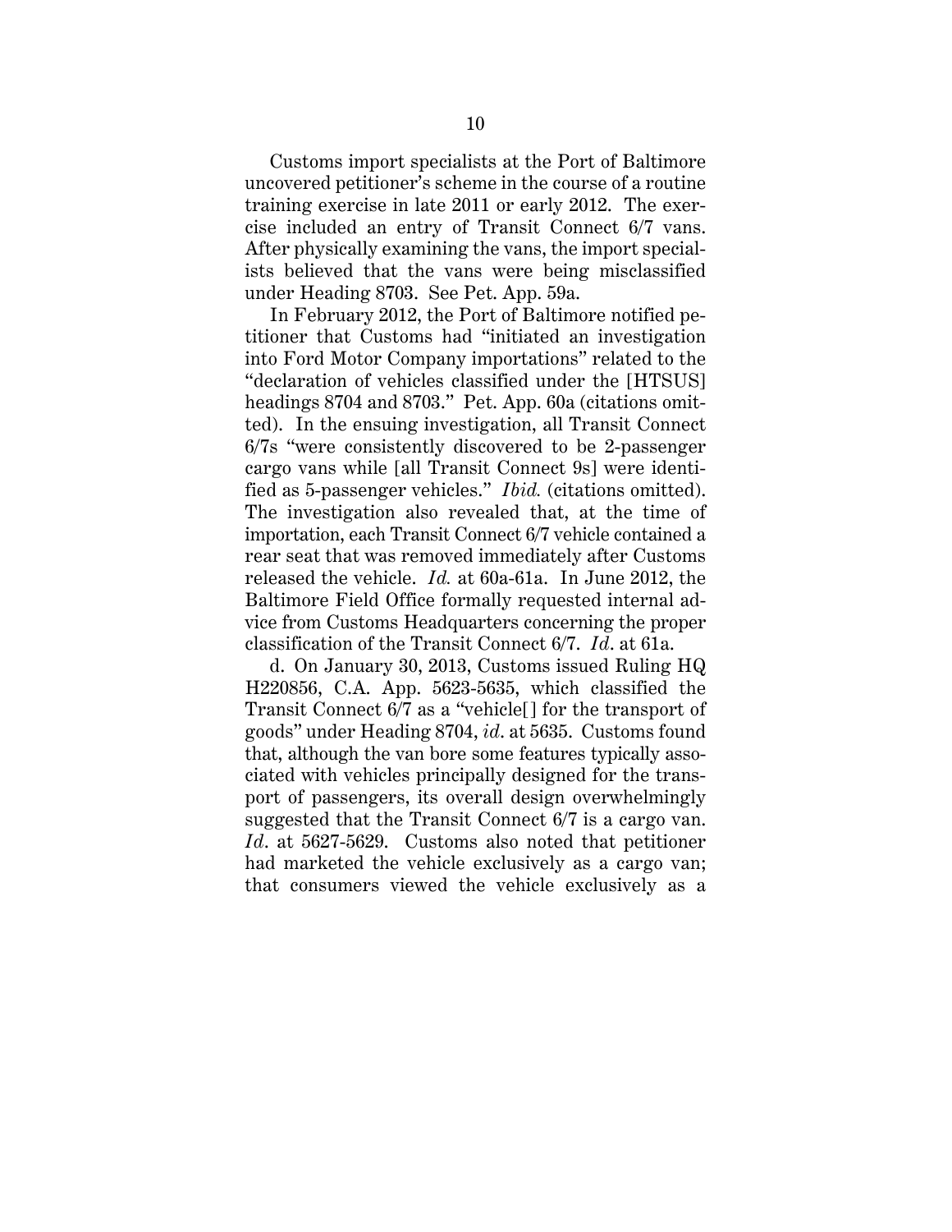Customs import specialists at the Port of Baltimore uncovered petitioner's scheme in the course of a routine training exercise in late 2011 or early 2012. The exercise included an entry of Transit Connect 6/7 vans. After physically examining the vans, the import specialists believed that the vans were being misclassified under Heading 8703. See Pet. App. 59a.

In February 2012, the Port of Baltimore notified petitioner that Customs had "initiated an investigation into Ford Motor Company importations" related to the "declaration of vehicles classified under the [HTSUS] headings 8704 and 8703." Pet. App. 60a (citations omitted). In the ensuing investigation, all Transit Connect 6/7s "were consistently discovered to be 2-passenger cargo vans while [all Transit Connect 9s] were identified as 5-passenger vehicles." *Ibid.* (citations omitted). The investigation also revealed that, at the time of importation, each Transit Connect 6/7 vehicle contained a rear seat that was removed immediately after Customs released the vehicle. *Id.* at 60a-61a. In June 2012, the Baltimore Field Office formally requested internal advice from Customs Headquarters concerning the proper classification of the Transit Connect 6/7. *Id*. at 61a.

d. On January 30, 2013, Customs issued Ruling HQ H220856, C.A. App. 5623-5635, which classified the Transit Connect 6/7 as a "vehicle[] for the transport of goods" under Heading 8704, *id*. at 5635. Customs found that, although the van bore some features typically associated with vehicles principally designed for the transport of passengers, its overall design overwhelmingly suggested that the Transit Connect 6/7 is a cargo van. *Id*. at 5627-5629. Customs also noted that petitioner had marketed the vehicle exclusively as a cargo van; that consumers viewed the vehicle exclusively as a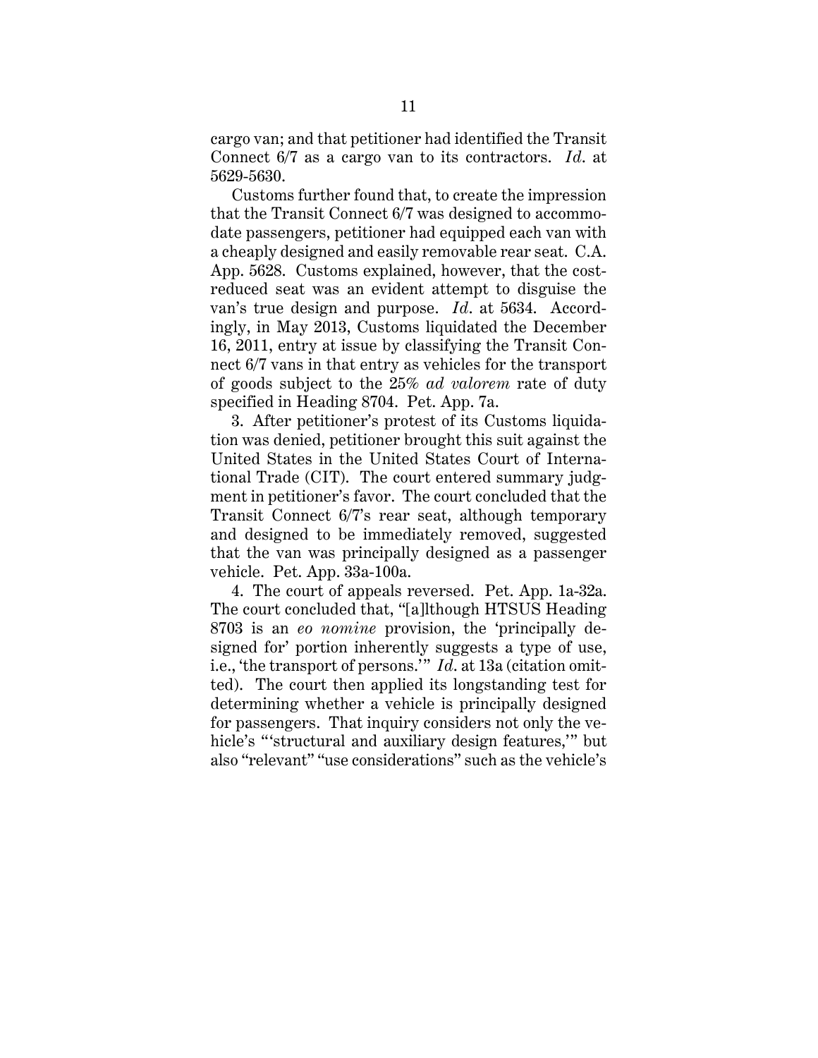cargo van; and that petitioner had identified the Transit Connect 6/7 as a cargo van to its contractors. *Id*. at 5629-5630.

Customs further found that, to create the impression that the Transit Connect 6/7 was designed to accommodate passengers, petitioner had equipped each van with a cheaply designed and easily removable rear seat. C.A. App. 5628. Customs explained, however, that the cost-reduced seat was an evident attempt to disguise the van's true design and purpose. *Id*. at 5634. Accordingly, in May 2013, Customs liquidated the December 16, 2011, entry at issue by classifying the Transit Connect 6/7 vans in that entry as vehicles for the transport of goods subject to the 25% *ad valorem* rate of duty specified in Heading 8704. Pet. App. 7a.

3. After petitioner's protest of its Customs liquidation was denied, petitioner brought this suit against the United States in the United States Court of International Trade (CIT). The court entered summary judgment in petitioner's favor. The court concluded that the Transit Connect 6/7's rear seat, although temporary and designed to be immediately removed, suggested that the van was principally designed as a passenger vehicle. Pet. App. 33a-100a.

4. The court of appeals reversed. Pet. App. 1a-32a. The court concluded that, "[a]lthough HTSUS Heading 8703 is an *eo nomine* provision, the 'principally designed for' portion inherently suggests a type of use, i.e., 'the transport of persons.'" *Id*. at 13a (citation omitted). The court then applied its longstanding test for determining whether a vehicle is principally designed for passengers. That inquiry considers not only the vehicle's "'structural and auxiliary design features,'" but also "relevant" "use considerations" such as the vehicle's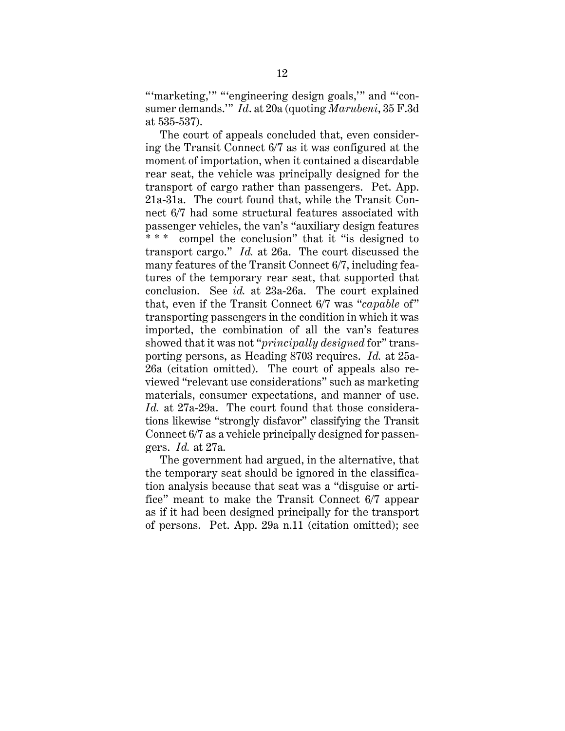"'marketing,'" "'engineering design goals,'" and "'consumer demands.'" *Id*. at 20a (quoting *Marubeni*, 35 F.3d at 535-537).

The court of appeals concluded that, even considering the Transit Connect 6/7 as it was configured at the moment of importation, when it contained a discardable rear seat, the vehicle was principally designed for the transport of cargo rather than passengers. Pet. App. 21a-31a. The court found that, while the Transit Connect 6/7 had some structural features associated with passenger vehicles, the van's "auxiliary design features * * * compel the conclusion" that it "is designed to transport cargo." *Id.* at 26a. The court discussed the many features of the Transit Connect 6/7, including features of the temporary rear seat, that supported that conclusion. See *id.* at 23a-26a. The court explained that, even if the Transit Connect 6/7 was "*capable* of" transporting passengers in the condition in which it was imported, the combination of all the van's features showed that it was not "*principally designed* for" transporting persons, as Heading 8703 requires. *Id.* at 25a-26a (citation omitted). The court of appeals also reviewed "relevant use considerations" such as marketing materials, consumer expectations, and manner of use. *Id.* at 27a-29a. The court found that those considerations likewise "strongly disfavor" classifying the Transit Connect 6/7 as a vehicle principally designed for passengers. *Id.* at 27a.

The government had argued, in the alternative, that the temporary seat should be ignored in the classification analysis because that seat was a "disguise or artifice" meant to make the Transit Connect 6/7 appear as if it had been designed principally for the transport of persons. Pet. App. 29a n.11 (citation omitted); see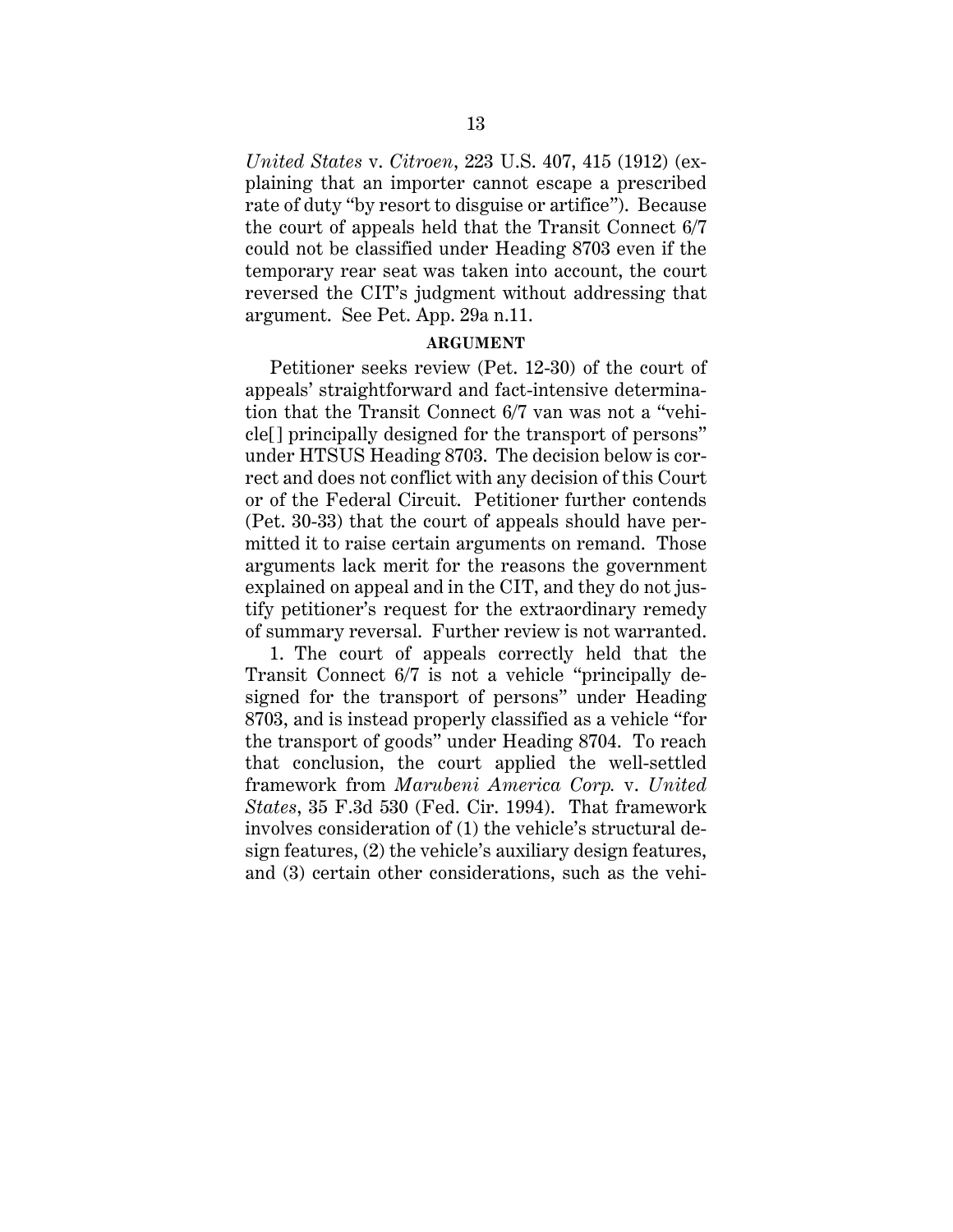*United States* v. *Citroen*, 223 U.S. 407, 415 (1912) (explaining that an importer cannot escape a prescribed rate of duty "by resort to disguise or artifice"). Because the court of appeals held that the Transit Connect 6/7 could not be classified under Heading 8703 even if the temporary rear seat was taken into account, the court reversed the CIT's judgment without addressing that argument. See Pet. App. 29a n.11.

## ARGUMENT

Petitioner seeks review (Pet. 12-30) of the court of appeals' straightforward and fact-intensive determination that the Transit Connect 6/7 van was not a "vehicle[] principally designed for the transport of persons" under HTSUS Heading 8703. The decision below is correct and does not conflict with any decision of this Court or of the Federal Circuit. Petitioner further contends (Pet. 30-33) that the court of appeals should have permitted it to raise certain arguments on remand. Those arguments lack merit for the reasons the government explained on appeal and in the CIT, and they do not justify petitioner's request for the extraordinary remedy of summary reversal. Further review is not warranted.

1. The court of appeals correctly held that the Transit Connect 6/7 is not a vehicle "principally designed for the transport of persons" under Heading 8703, and is instead properly classified as a vehicle "for the transport of goods" under Heading 8704. To reach that conclusion, the court applied the well-settled framework from *Marubeni America Corp.* v. *United States*, 35 F.3d 530 (Fed. Cir. 1994). That framework involves consideration of (1) the vehicle's structural design features, (2) the vehicle's auxiliary design features, and (3) certain other considerations, such as the vehi-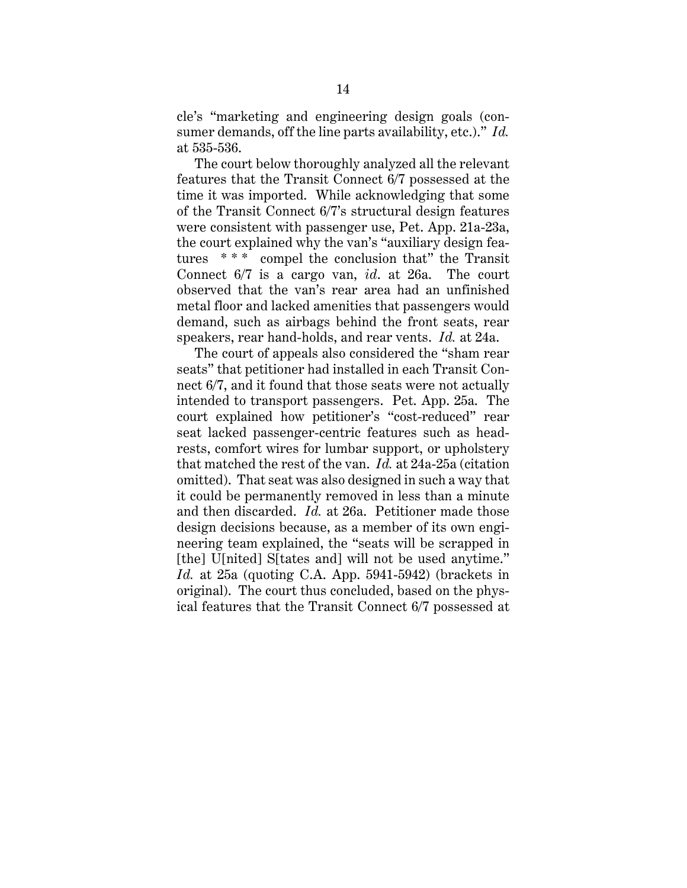cle's "marketing and engineering design goals (consumer demands, off the line parts availability, etc.)." *Id.* at 535-536.

The court below thoroughly analyzed all the relevant features that the Transit Connect 6/7 possessed at the time it was imported. While acknowledging that some of the Transit Connect 6/7's structural design features were consistent with passenger use, Pet. App. 21a-23a, the court explained why the van's "auxiliary design features * * * compel the conclusion that" the Transit Connect 6/7 is a cargo van, *id*. at 26a. The court observed that the van's rear area had an unfinished metal floor and lacked amenities that passengers would demand, such as airbags behind the front seats, rear speakers, rear hand-holds, and rear vents. *Id.* at 24a.

The court of appeals also considered the "sham rear seats" that petitioner had installed in each Transit Connect 6/7, and it found that those seats were not actually intended to transport passengers. Pet. App. 25a. The court explained how petitioner's "cost-reduced" rear seat lacked passenger-centric features such as headrests, comfort wires for lumbar support, or upholstery that matched the rest of the van. *Id.* at 24a-25a (citation omitted). That seat was also designed in such a way that it could be permanently removed in less than a minute and then discarded. *Id.* at 26a. Petitioner made those design decisions because, as a member of its own engineering team explained, the "seats will be scrapped in [the] U[nited] S[tates and] will not be used anytime." *Id.* at 25a (quoting C.A. App. 5941-5942) (brackets in original). The court thus concluded, based on the physical features that the Transit Connect 6/7 possessed at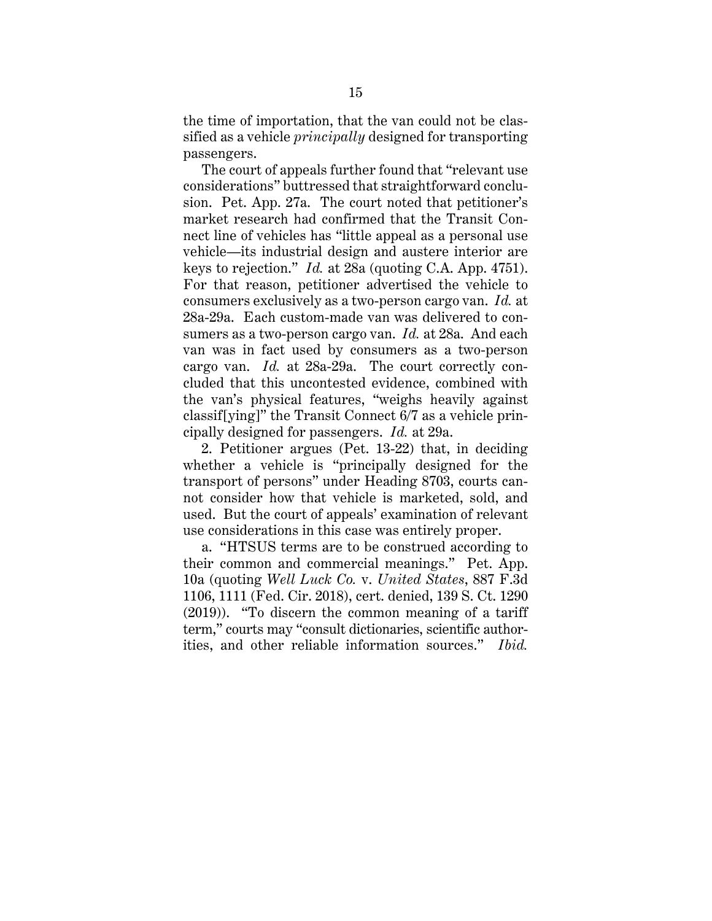the time of importation, that the van could not be classified as a vehicle *principally* designed for transporting passengers.

The court of appeals further found that "relevant use considerations" buttressed that straightforward conclusion. Pet. App. 27a. The court noted that petitioner's market research had confirmed that the Transit Connect line of vehicles has "little appeal as a personal use vehicle—its industrial design and austere interior are keys to rejection." *Id.* at 28a (quoting C.A. App. 4751). For that reason, petitioner advertised the vehicle to consumers exclusively as a two-person cargo van. *Id.* at 28a-29a. Each custom-made van was delivered to consumers as a two-person cargo van. *Id.* at 28a. And each van was in fact used by consumers as a two-person cargo van. *Id.* at 28a-29a. The court correctly concluded that this uncontested evidence, combined with the van's physical features, "weighs heavily against classif[ying]" the Transit Connect 6/7 as a vehicle principally designed for passengers. *Id.* at 29a.

2. Petitioner argues (Pet. 13-22) that, in deciding whether a vehicle is "principally designed for the transport of persons" under Heading 8703, courts cannot consider how that vehicle is marketed, sold, and used. But the court of appeals' examination of relevant use considerations in this case was entirely proper.

a. "HTSUS terms are to be construed according to their common and commercial meanings." Pet. App. 10a (quoting *Well Luck Co.* v. *United States*, 887 F.3d 1106, 1111 (Fed. Cir. 2018), cert. denied, 139 S. Ct. 1290 (2019)). "To discern the common meaning of a tariff term," courts may "consult dictionaries, scientific authorities, and other reliable information sources." *Ibid.*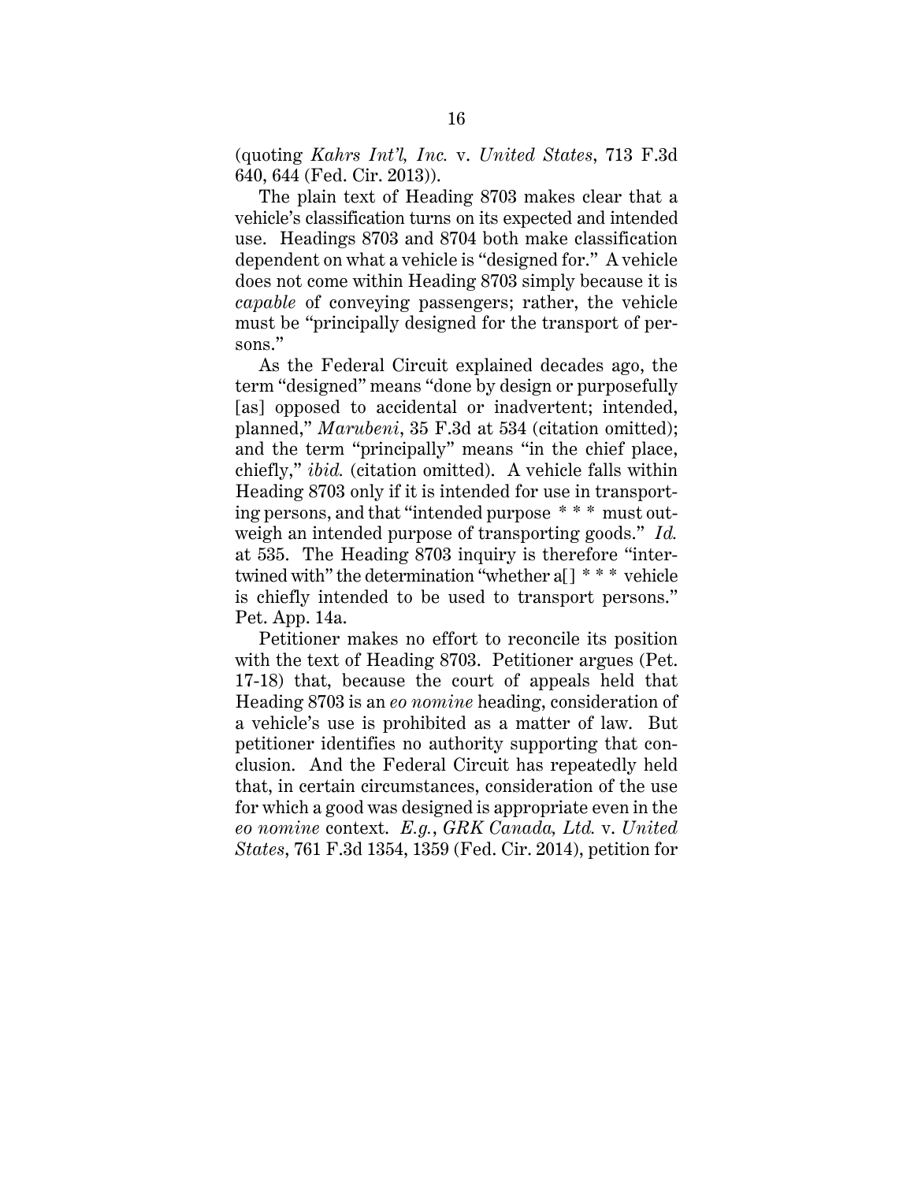(quoting *Kahrs Int'l, Inc.* v. *United States*, 713 F.3d 640, 644 (Fed. Cir. 2013)).

The plain text of Heading 8703 makes clear that a vehicle's classification turns on its expected and intended use. Headings 8703 and 8704 both make classification dependent on what a vehicle is "designed for." A vehicle does not come within Heading 8703 simply because it is *capable* of conveying passengers; rather, the vehicle must be "principally designed for the transport of persons."

As the Federal Circuit explained decades ago, the term "designed" means "done by design or purposefully [as] opposed to accidental or inadvertent; intended, planned," *Marubeni*, 35 F.3d at 534 (citation omitted); and the term "principally" means "in the chief place, chiefly," *ibid.* (citation omitted). A vehicle falls within Heading 8703 only if it is intended for use in transporting persons, and that "intended purpose * * * must outweigh an intended purpose of transporting goods." *Id.* at 535. The Heading 8703 inquiry is therefore "intertwined with" the determination "whether a[] * * * vehicle is chiefly intended to be used to transport persons." Pet. App. 14a.

Petitioner makes no effort to reconcile its position with the text of Heading 8703. Petitioner argues (Pet. 17-18) that, because the court of appeals held that Heading 8703 is an *eo nomine* heading, consideration of a vehicle's use is prohibited as a matter of law. But petitioner identifies no authority supporting that conclusion. And the Federal Circuit has repeatedly held that, in certain circumstances, consideration of the use for which a good was designed is appropriate even in the *eo nomine* context. *E.g.*, *GRK Canada, Ltd.* v. *United States*, 761 F.3d 1354, 1359 (Fed. Cir. 2014), petition for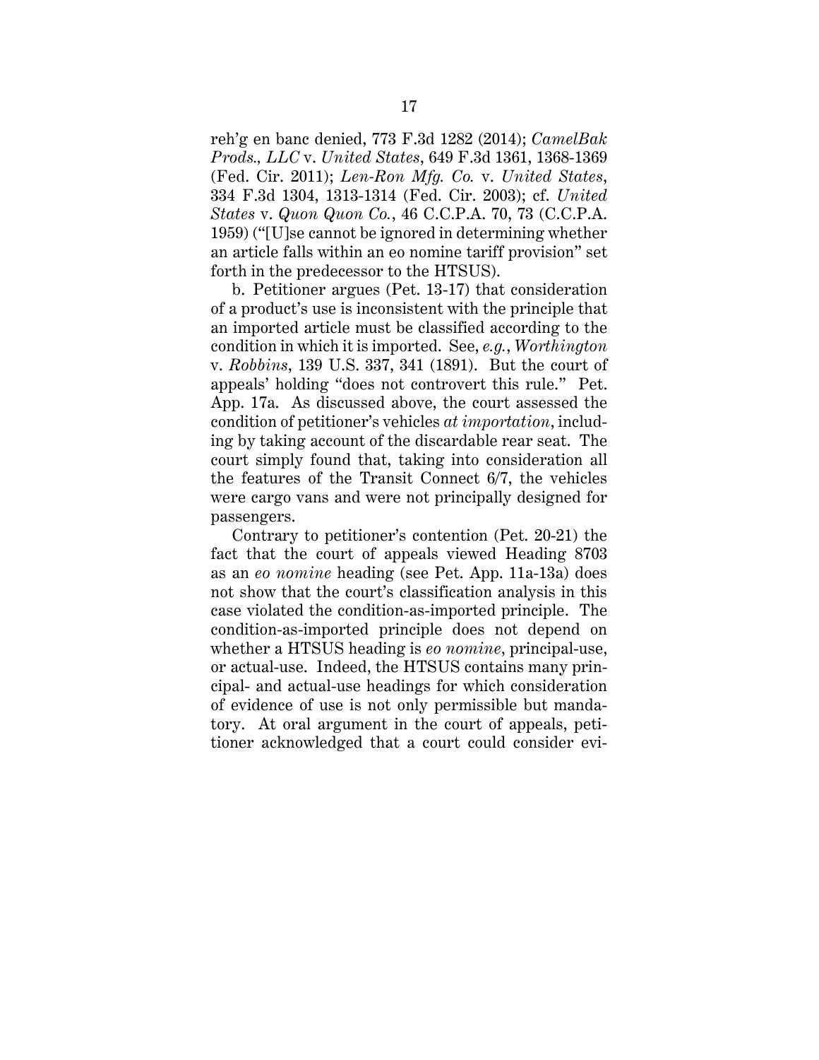reh'g en banc denied, 773 F.3d 1282 (2014); *CamelBak Prods., LLC* v. *United States*, 649 F.3d 1361, 1368-1369 (Fed. Cir. 2011); *Len-Ron Mfg. Co.* v. *United States*, 334 F.3d 1304, 1313-1314 (Fed. Cir. 2003); cf. *United States* v. *Quon Quon Co.*, 46 C.C.P.A. 70, 73 (C.C.P.A. 1959) ("[U]se cannot be ignored in determining whether an article falls within an eo nomine tariff provision" set forth in the predecessor to the HTSUS).

b. Petitioner argues (Pet. 13-17) that consideration of a product's use is inconsistent with the principle that an imported article must be classified according to the condition in which it is imported. See, *e.g.*, *Worthington* v. *Robbins*, 139 U.S. 337, 341 (1891). But the court of appeals' holding "does not controvert this rule." Pet. App. 17a. As discussed above, the court assessed the condition of petitioner's vehicles *at importation*, including by taking account of the discardable rear seat. The court simply found that, taking into consideration all the features of the Transit Connect 6/7, the vehicles were cargo vans and were not principally designed for passengers.

Contrary to petitioner's contention (Pet. 20-21) the fact that the court of appeals viewed Heading 8703 as an *eo nomine* heading (see Pet. App. 11a-13a) does not show that the court's classification analysis in this case violated the condition-as-imported principle. The condition-as-imported principle does not depend on whether a HTSUS heading is *eo nomine*, principal-use, or actual-use. Indeed, the HTSUS contains many principal- and actual-use headings for which consideration of evidence of use is not only permissible but mandatory. At oral argument in the court of appeals, petitioner acknowledged that a court could consider evi-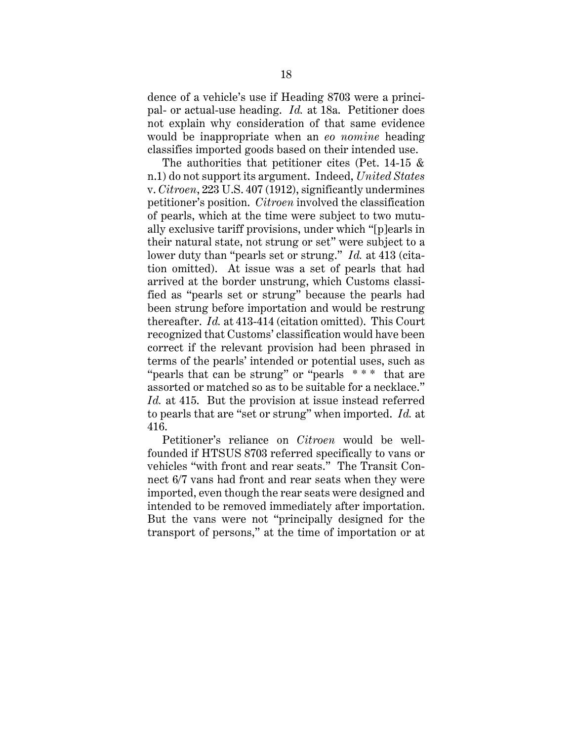dence of a vehicle's use if Heading 8703 were a principal- or actual-use heading. *Id.* at 18a. Petitioner does not explain why consideration of that same evidence would be inappropriate when an *eo nomine* heading classifies imported goods based on their intended use.

The authorities that petitioner cites (Pet. 14-15 & n.1) do not support its argument. Indeed, *United States* v. *Citroen*, 223 U.S. 407 (1912), significantly undermines petitioner's position. *Citroen* involved the classification of pearls, which at the time were subject to two mutually exclusive tariff provisions, under which "[p]earls in their natural state, not strung or set" were subject to a lower duty than "pearls set or strung." *Id.* at 413 (citation omitted). At issue was a set of pearls that had arrived at the border unstrung, which Customs classified as "pearls set or strung" because the pearls had been strung before importation and would be restrung thereafter. *Id.* at 413-414 (citation omitted). This Court recognized that Customs' classification would have been correct if the relevant provision had been phrased in terms of the pearls' intended or potential uses, such as "pearls that can be strung" or "pearls \* \* \* that are assorted or matched so as to be suitable for a necklace." *Id.* at 415. But the provision at issue instead referred to pearls that are "set or strung" when imported. *Id.* at 416.

Petitioner's reliance on *Citroen* would be well-founded if HTSUS 8703 referred specifically to vans or vehicles "with front and rear seats." The Transit Connect 6/7 vans had front and rear seats when they were imported, even though the rear seats were designed and intended to be removed immediately after importation. But the vans were not "principally designed for the transport of persons," at the time of importation or at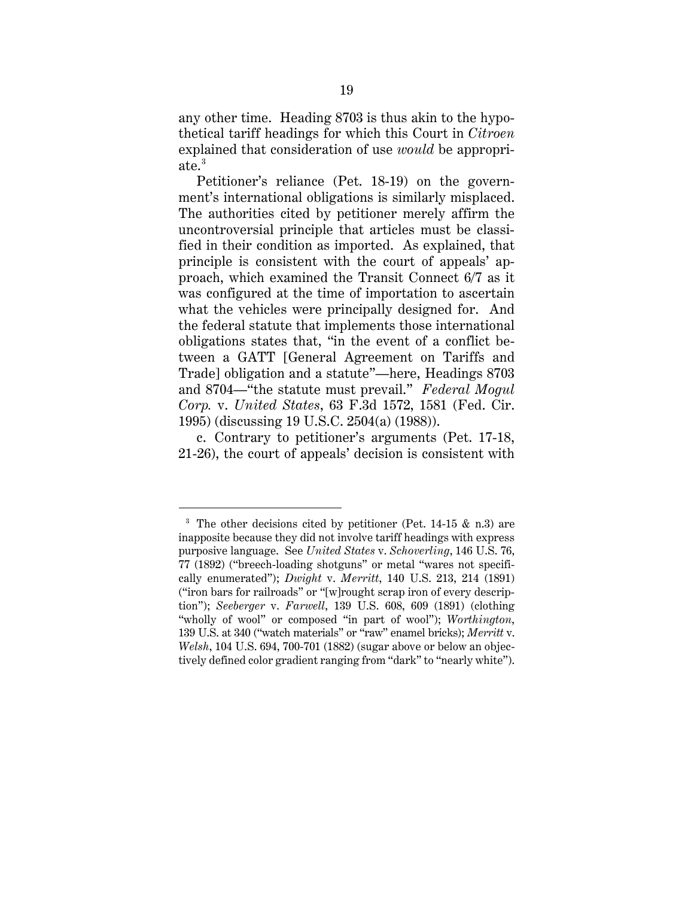any other time. Heading 8703 is thus akin to the hypothetical tariff headings for which this Court in *Citroen* explained that consideration of use *would* be appropriate.[3]

Petitioner's reliance (Pet. 18-19) on the government's international obligations is similarly misplaced. The authorities cited by petitioner merely affirm the uncontroversial principle that articles must be classified in their condition as imported. As explained, that principle is consistent with the court of appeals' approach, which examined the Transit Connect 6/7 as it was configured at the time of importation to ascertain what the vehicles were principally designed for. And the federal statute that implements those international obligations states that, "in the event of a conflict between a GATT [General Agreement on Tariffs and Trade] obligation and a statute"—here, Headings 8703 and 8704—"the statute must prevail." *Federal Mogul Corp.* v. *United States*, 63 F.3d 1572, 1581 (Fed. Cir. 1995) (discussing 19 U.S.C. 2504(a) (1988)).

c. Contrary to petitioner's arguments (Pet. 17-18, 21-26), the court of appeals' decision is consistent with

---

[3] The other decisions cited by petitioner (Pet. 14-15 & n.3) are inapposite because they did not involve tariff headings with express purposive language. See *United States* v. *Schoverling*, 146 U.S. 76, 77 (1892) ("breech-loading shotguns" or metal "wares not specifically enumerated"); *Dwight* v. *Merritt*, 140 U.S. 213, 214 (1891) ("iron bars for railroads" or "[w]rought scrap iron of every description"); *Seeberger* v. *Farwell*, 139 U.S. 608, 609 (1891) (clothing "wholly of wool" or composed "in part of wool"); *Worthington*, 139 U.S. at 340 ("watch materials" or "raw" enamel bricks); *Merritt* v. *Welsh*, 104 U.S. 694, 700-701 (1882) (sugar above or below an objectively defined color gradient ranging from "dark" to "nearly white").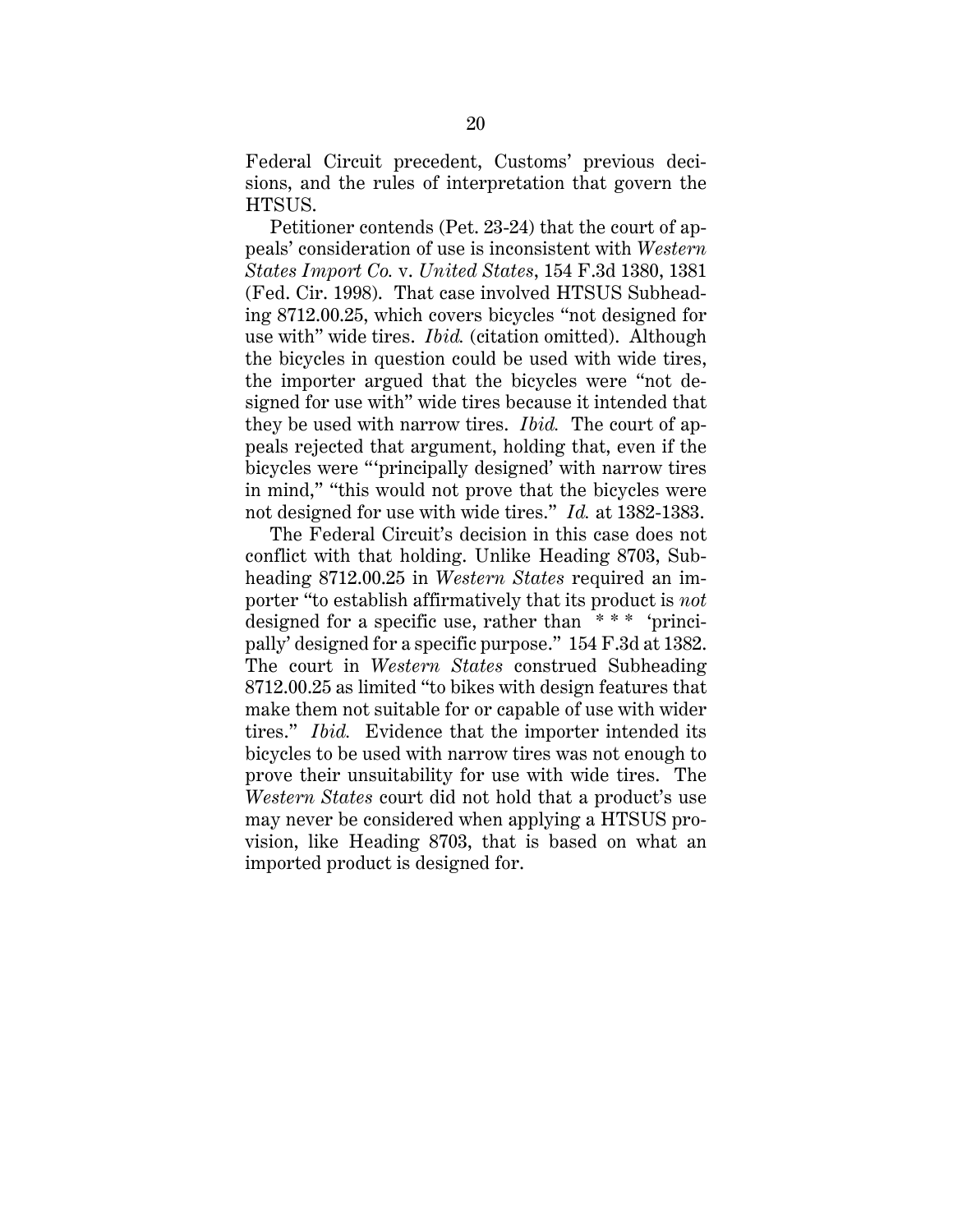Federal Circuit precedent, Customs' previous decisions, and the rules of interpretation that govern the HTSUS.

Petitioner contends (Pet. 23-24) that the court of appeals' consideration of use is inconsistent with *Western States Import Co.* v. *United States*, 154 F.3d 1380, 1381 (Fed. Cir. 1998). That case involved HTSUS Subheading 8712.00.25, which covers bicycles "not designed for use with" wide tires. *Ibid.* (citation omitted). Although the bicycles in question could be used with wide tires, the importer argued that the bicycles were "not designed for use with" wide tires because it intended that they be used with narrow tires. *Ibid.* The court of appeals rejected that argument, holding that, even if the bicycles were "'principally designed' with narrow tires in mind," "this would not prove that the bicycles were not designed for use with wide tires." *Id.* at 1382-1383.

The Federal Circuit's decision in this case does not conflict with that holding. Unlike Heading 8703, Subheading 8712.00.25 in *Western States* required an importer "to establish affirmatively that its product is *not* designed for a specific use, rather than * * * 'principally' designed for a specific purpose." 154 F.3d at 1382. The court in *Western States* construed Subheading 8712.00.25 as limited "to bikes with design features that make them not suitable for or capable of use with wider tires." *Ibid.* Evidence that the importer intended its bicycles to be used with narrow tires was not enough to prove their unsuitability for use with wide tires. The *Western States* court did not hold that a product's use may never be considered when applying a HTSUS provision, like Heading 8703, that is based on what an imported product is designed for.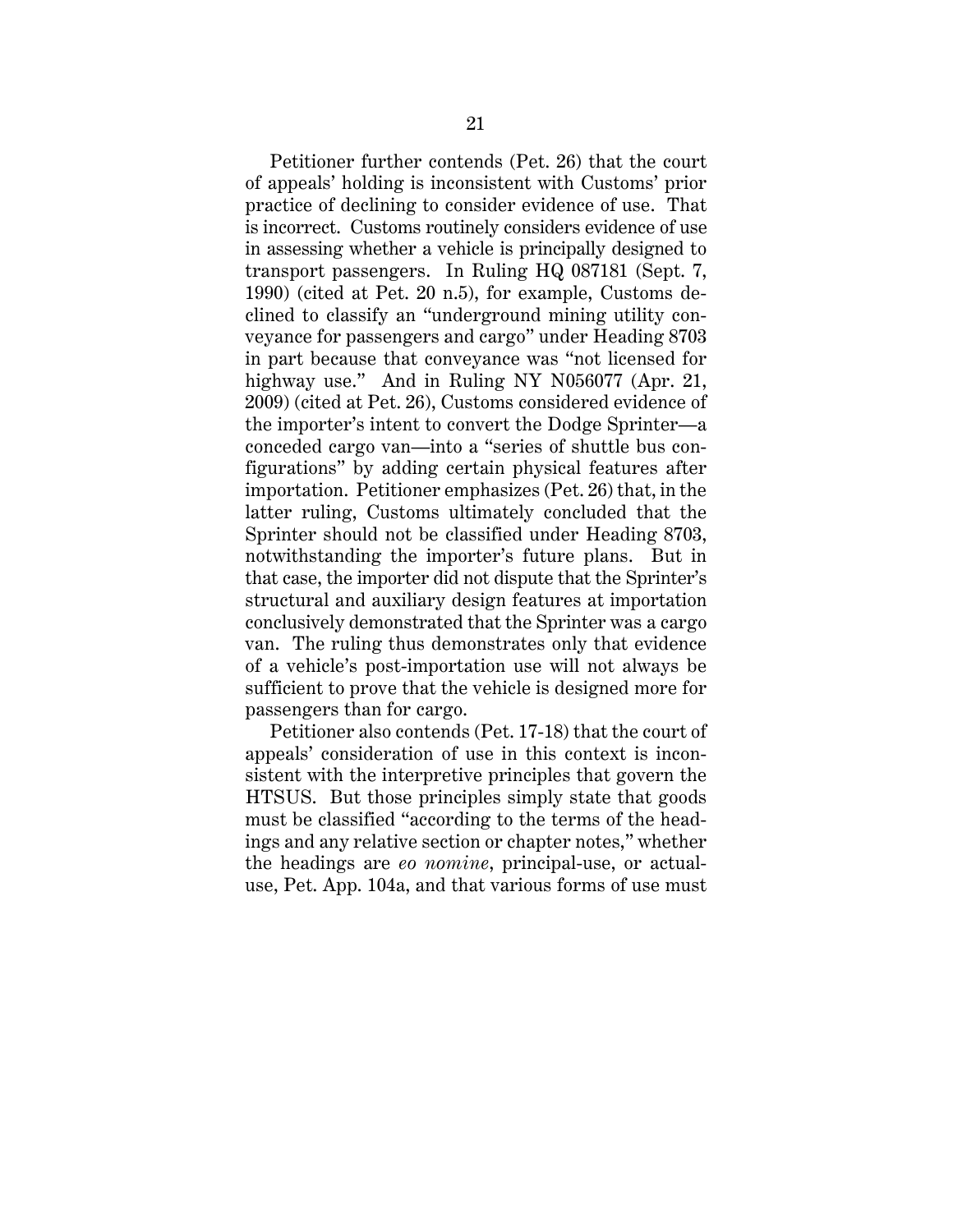Petitioner further contends (Pet. 26) that the court of appeals' holding is inconsistent with Customs' prior practice of declining to consider evidence of use. That is incorrect. Customs routinely considers evidence of use in assessing whether a vehicle is principally designed to transport passengers. In Ruling HQ 087181 (Sept. 7, 1990) (cited at Pet. 20 n.5), for example, Customs declined to classify an "underground mining utility conveyance for passengers and cargo" under Heading 8703 in part because that conveyance was "not licensed for highway use." And in Ruling NY N056077 (Apr. 21, 2009) (cited at Pet. 26), Customs considered evidence of the importer's intent to convert the Dodge Sprinter—a conceded cargo van—into a "series of shuttle bus configurations" by adding certain physical features after importation. Petitioner emphasizes (Pet. 26) that, in the latter ruling, Customs ultimately concluded that the Sprinter should not be classified under Heading 8703, notwithstanding the importer's future plans. But in that case, the importer did not dispute that the Sprinter's structural and auxiliary design features at importation conclusively demonstrated that the Sprinter was a cargo van. The ruling thus demonstrates only that evidence of a vehicle's post-importation use will not always be sufficient to prove that the vehicle is designed more for passengers than for cargo.

Petitioner also contends (Pet. 17-18) that the court of appeals' consideration of use in this context is inconsistent with the interpretive principles that govern the HTSUS. But those principles simply state that goods must be classified "according to the terms of the headings and any relative section or chapter notes," whether the headings are *eo nomine*, principal-use, or actual-use, Pet. App. 104a, and that various forms of use must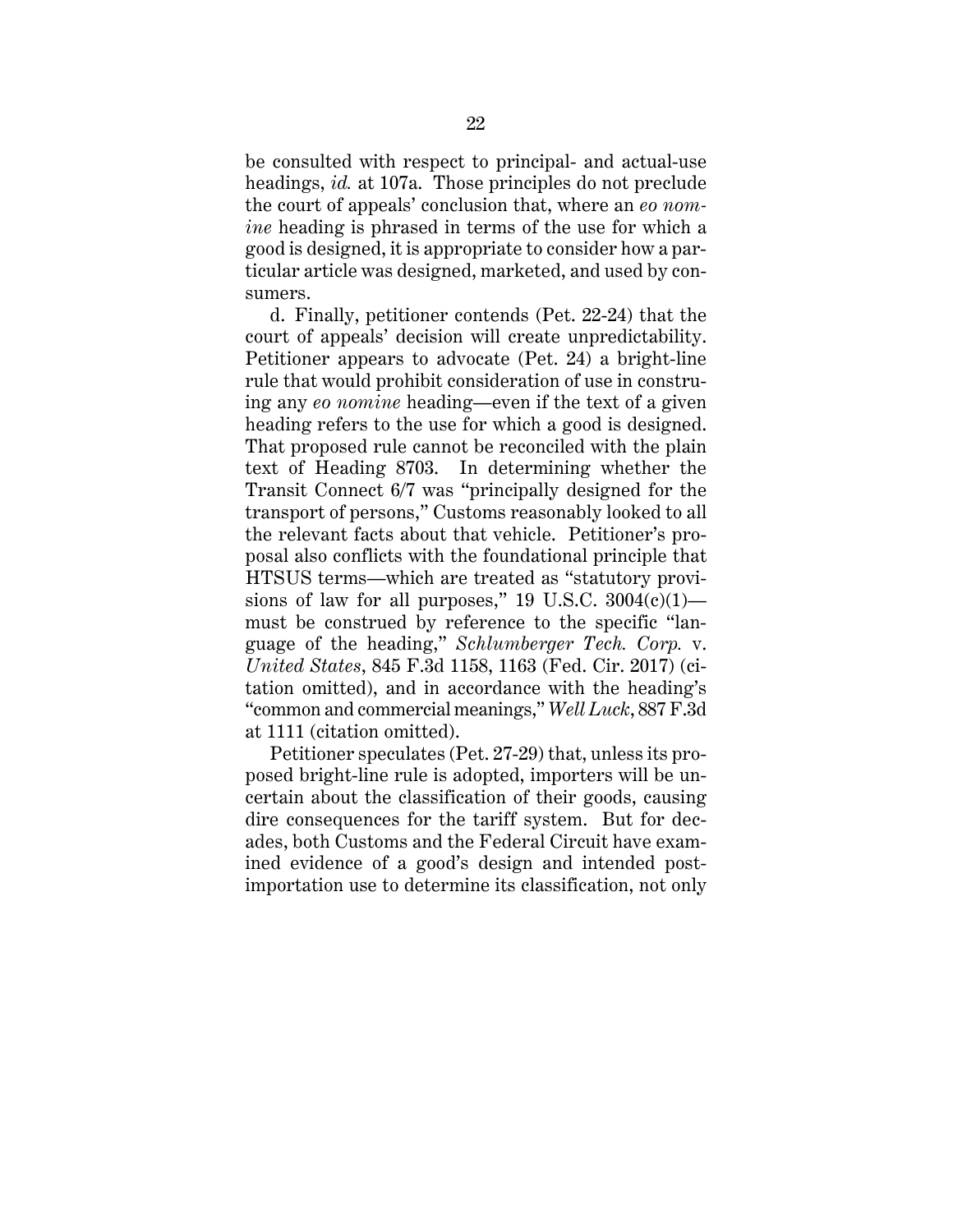be consulted with respect to principal- and actual-use headings, *id.* at 107a. Those principles do not preclude the court of appeals' conclusion that, where an *eo nomine* heading is phrased in terms of the use for which a good is designed, it is appropriate to consider how a particular article was designed, marketed, and used by consumers.

d. Finally, petitioner contends (Pet. 22-24) that the court of appeals' decision will create unpredictability. Petitioner appears to advocate (Pet. 24) a bright-line rule that would prohibit consideration of use in construing any *eo nomine* heading—even if the text of a given heading refers to the use for which a good is designed. That proposed rule cannot be reconciled with the plain text of Heading 8703. In determining whether the Transit Connect 6/7 was "principally designed for the transport of persons," Customs reasonably looked to all the relevant facts about that vehicle. Petitioner's proposal also conflicts with the foundational principle that HTSUS terms—which are treated as "statutory provisions of law for all purposes," 19 U.S.C. 3004(c)(1)—must be construed by reference to the specific "language of the heading," *Schlumberger Tech. Corp.* v. *United States*, 845 F.3d 1158, 1163 (Fed. Cir. 2017) (citation omitted), and in accordance with the heading's "common and commercial meanings," *Well Luck*, 887 F.3d at 1111 (citation omitted).

Petitioner speculates (Pet. 27-29) that, unless its proposed bright-line rule is adopted, importers will be uncertain about the classification of their goods, causing dire consequences for the tariff system. But for decades, both Customs and the Federal Circuit have examined evidence of a good's design and intended post-importation use to determine its classification, not only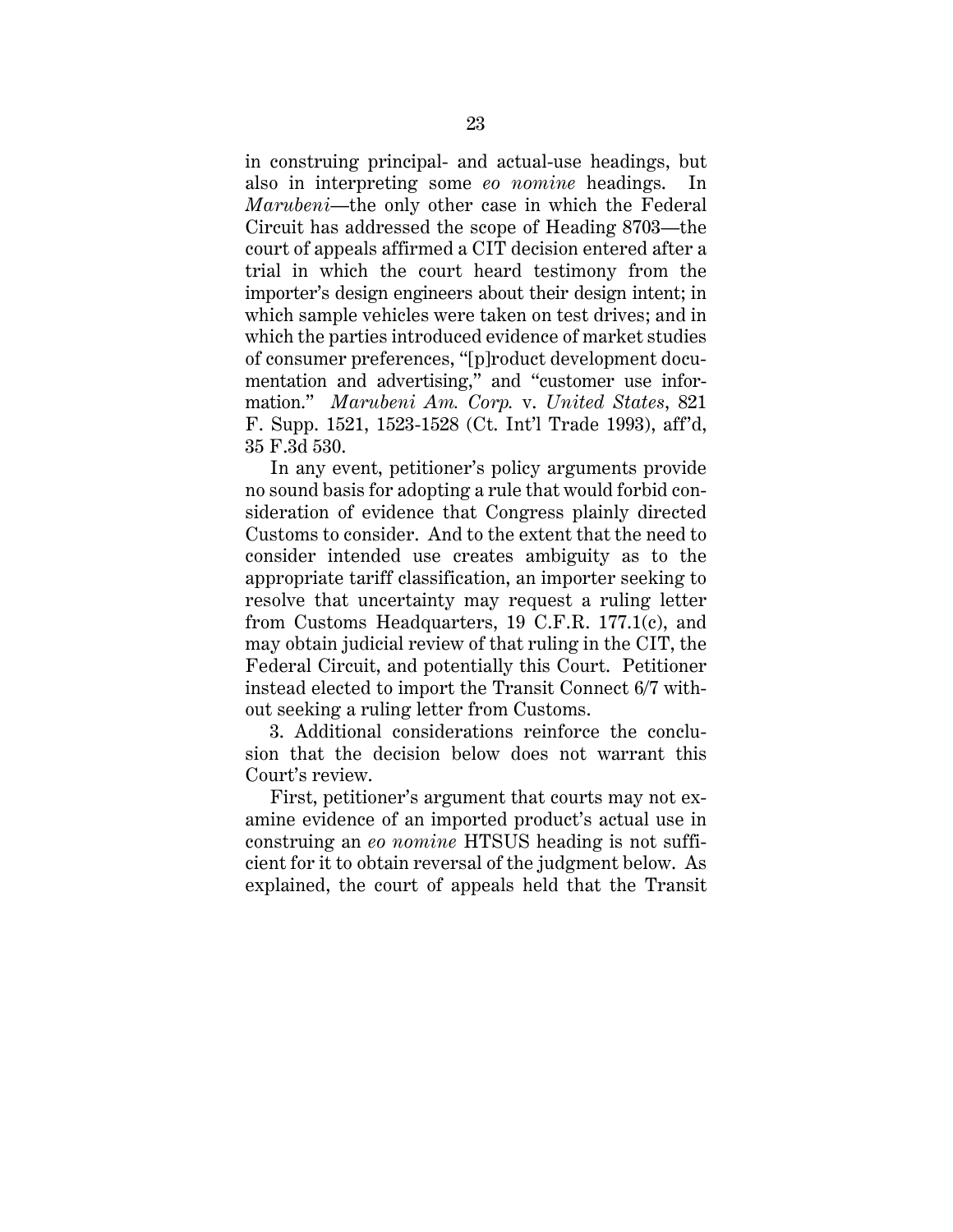in construing principal- and actual-use headings, but also in interpreting some *eo nomine* headings. In *Marubeni*—the only other case in which the Federal Circuit has addressed the scope of Heading 8703—the court of appeals affirmed a CIT decision entered after a trial in which the court heard testimony from the importer's design engineers about their design intent; in which sample vehicles were taken on test drives; and in which the parties introduced evidence of market studies of consumer preferences, "[p]roduct development documentation and advertising," and "customer use information." *Marubeni Am. Corp.* v. *United States*, 821 F. Supp. 1521, 1523-1528 (Ct. Int'l Trade 1993), aff'd, 35 F.3d 530.

In any event, petitioner's policy arguments provide no sound basis for adopting a rule that would forbid consideration of evidence that Congress plainly directed Customs to consider. And to the extent that the need to consider intended use creates ambiguity as to the appropriate tariff classification, an importer seeking to resolve that uncertainty may request a ruling letter from Customs Headquarters, 19 C.F.R. 177.1(c), and may obtain judicial review of that ruling in the CIT, the Federal Circuit, and potentially this Court. Petitioner instead elected to import the Transit Connect 6/7 without seeking a ruling letter from Customs.

3. Additional considerations reinforce the conclusion that the decision below does not warrant this Court's review.

First, petitioner's argument that courts may not examine evidence of an imported product's actual use in construing an *eo nomine* HTSUS heading is not sufficient for it to obtain reversal of the judgment below. As explained, the court of appeals held that the Transit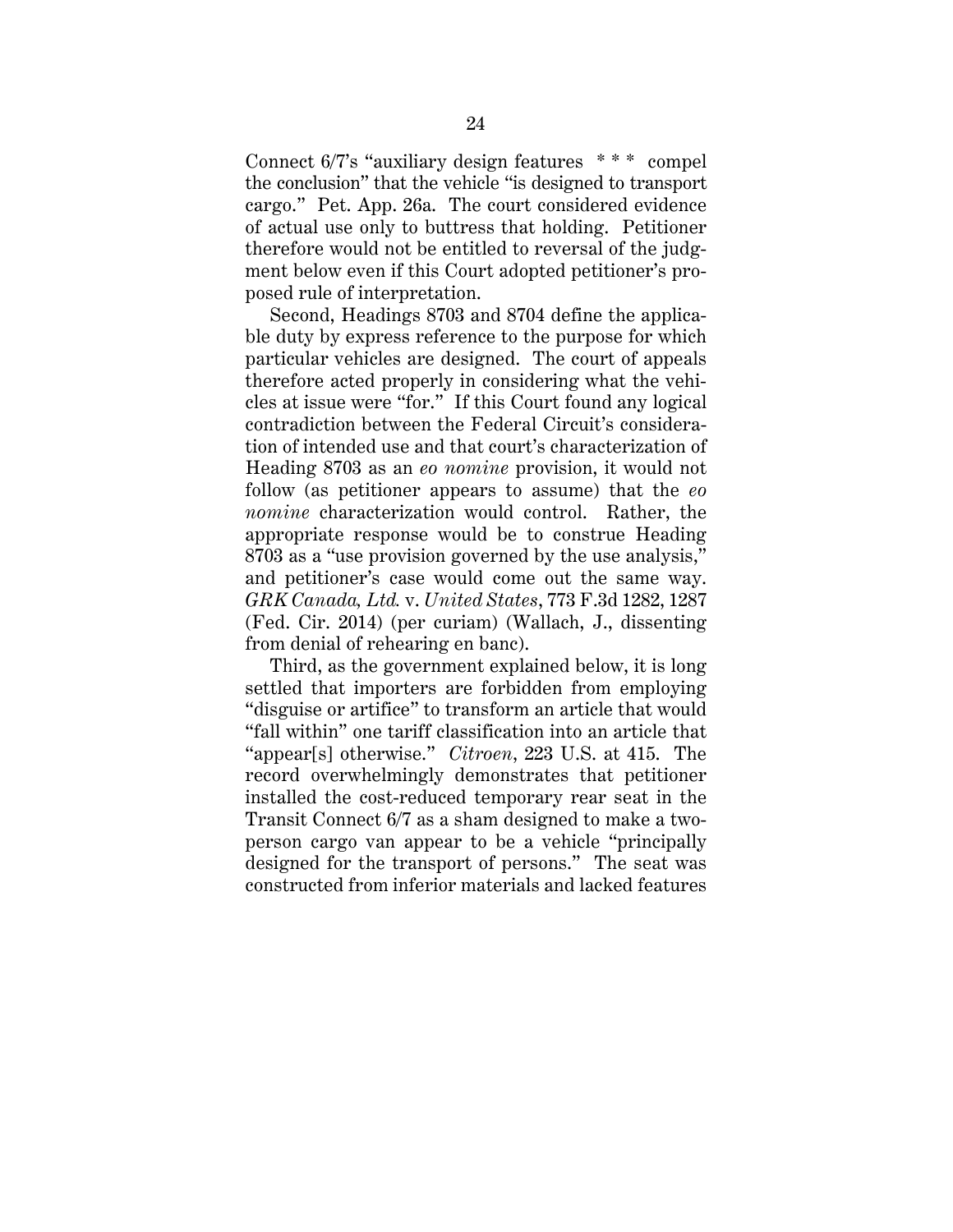Connect 6/7's "auxiliary design features * * * compel the conclusion" that the vehicle "is designed to transport cargo." Pet. App. 26a. The court considered evidence of actual use only to buttress that holding. Petitioner therefore would not be entitled to reversal of the judgment below even if this Court adopted petitioner's proposed rule of interpretation.

Second, Headings 8703 and 8704 define the applicable duty by express reference to the purpose for which particular vehicles are designed. The court of appeals therefore acted properly in considering what the vehicles at issue were "for." If this Court found any logical contradiction between the Federal Circuit's consideration of intended use and that court's characterization of Heading 8703 as an *eo nomine* provision, it would not follow (as petitioner appears to assume) that the *eo nomine* characterization would control. Rather, the appropriate response would be to construe Heading 8703 as a "use provision governed by the use analysis," and petitioner's case would come out the same way. *GRK Canada, Ltd.* v. *United States*, 773 F.3d 1282, 1287 (Fed. Cir. 2014) (per curiam) (Wallach, J., dissenting from denial of rehearing en banc).

Third, as the government explained below, it is long settled that importers are forbidden from employing "disguise or artifice" to transform an article that would "fall within" one tariff classification into an article that "appear[s] otherwise." *Citroen*, 223 U.S. at 415. The record overwhelmingly demonstrates that petitioner installed the cost-reduced temporary rear seat in the Transit Connect 6/7 as a sham designed to make a two-person cargo van appear to be a vehicle "principally designed for the transport of persons." The seat was constructed from inferior materials and lacked features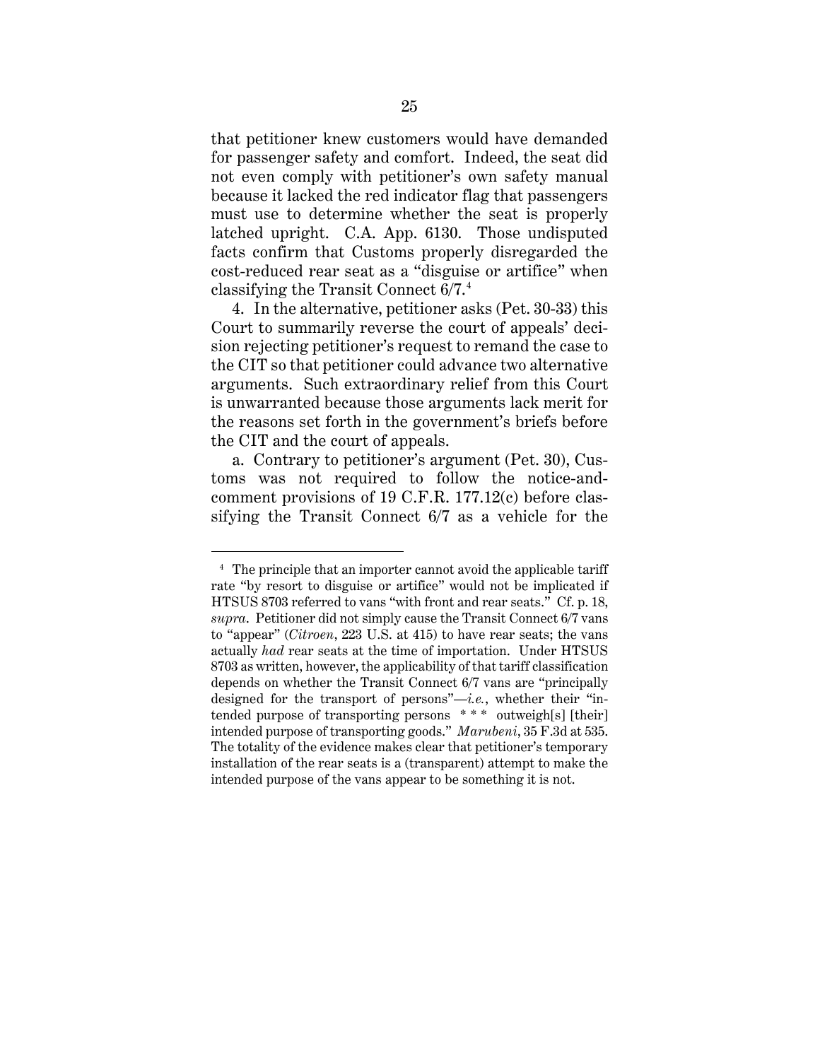that petitioner knew customers would have demanded for passenger safety and comfort. Indeed, the seat did not even comply with petitioner's own safety manual because it lacked the red indicator flag that passengers must use to determine whether the seat is properly latched upright. C.A. App. 6130. Those undisputed facts confirm that Customs properly disregarded the cost-reduced rear seat as a "disguise or artifice" when classifying the Transit Connect 6/7.[4]

4. In the alternative, petitioner asks (Pet. 30-33) this Court to summarily reverse the court of appeals' decision rejecting petitioner's request to remand the case to the CIT so that petitioner could advance two alternative arguments. Such extraordinary relief from this Court is unwarranted because those arguments lack merit for the reasons set forth in the government's briefs before the CIT and the court of appeals.

a. Contrary to petitioner's argument (Pet. 30), Customs was not required to follow the notice-and-comment provisions of 19 C.F.R. 177.12(c) before classifying the Transit Connect 6/7 as a vehicle for the

---

[4] The principle that an importer cannot avoid the applicable tariff rate "by resort to disguise or artifice" would not be implicated if HTSUS 8703 referred to vans "with front and rear seats." Cf. p. 18, *supra*. Petitioner did not simply cause the Transit Connect 6/7 vans to "appear" (*Citroen*, 223 U.S. at 415) to have rear seats; the vans actually *had* rear seats at the time of importation. Under HTSUS 8703 as written, however, the applicability of that tariff classification depends on whether the Transit Connect 6/7 vans are "principally designed for the transport of persons"—*i.e.*, whether their "intended purpose of transporting persons * * * outweigh[s] [their] intended purpose of transporting goods." *Marubeni*, 35 F.3d at 535. The totality of the evidence makes clear that petitioner's temporary installation of the rear seats is a (transparent) attempt to make the intended purpose of the vans appear to be something it is not.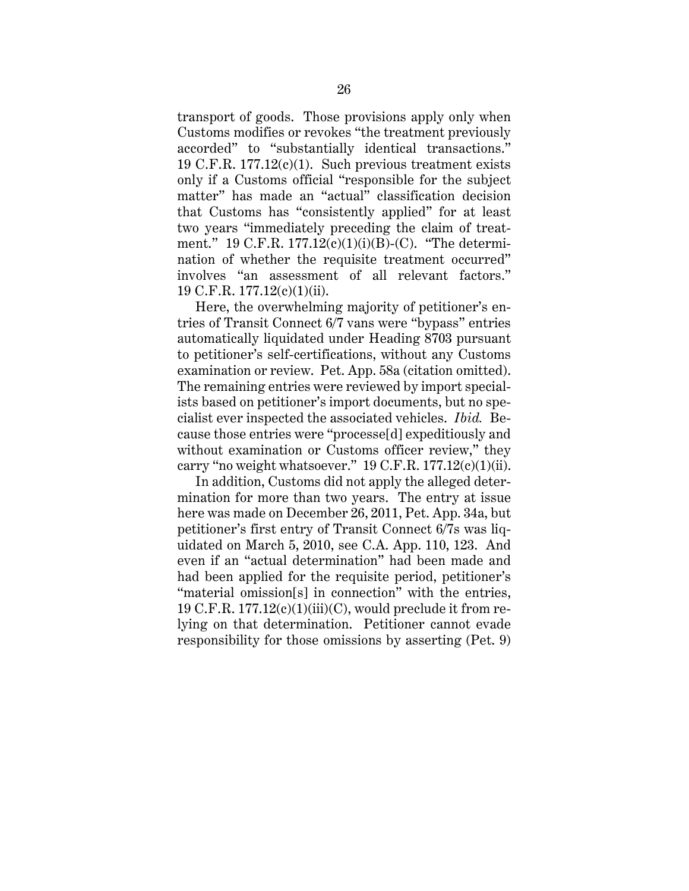transport of goods. Those provisions apply only when Customs modifies or revokes "the treatment previously accorded" to "substantially identical transactions." 19 C.F.R. 177.12(c)(1). Such previous treatment exists only if a Customs official "responsible for the subject matter" has made an "actual" classification decision that Customs has "consistently applied" for at least two years "immediately preceding the claim of treatment." 19 C.F.R. 177.12(c)(1)(i)(B)-(C). "The determination of whether the requisite treatment occurred" involves "an assessment of all relevant factors." 19 C.F.R. 177.12(c)(1)(ii).

Here, the overwhelming majority of petitioner's entries of Transit Connect 6/7 vans were "bypass" entries automatically liquidated under Heading 8703 pursuant to petitioner's self-certifications, without any Customs examination or review. Pet. App. 58a (citation omitted). The remaining entries were reviewed by import specialists based on petitioner's import documents, but no specialist ever inspected the associated vehicles. *Ibid.* Because those entries were "processe[d] expeditiously and without examination or Customs officer review," they carry "no weight whatsoever." 19 C.F.R. 177.12(c)(1)(ii).

In addition, Customs did not apply the alleged determination for more than two years. The entry at issue here was made on December 26, 2011, Pet. App. 34a, but petitioner's first entry of Transit Connect 6/7s was liquidated on March 5, 2010, see C.A. App. 110, 123. And even if an "actual determination" had been made and had been applied for the requisite period, petitioner's "material omission[s] in connection" with the entries, 19 C.F.R. 177.12(c)(1)(iii)(C), would preclude it from relying on that determination. Petitioner cannot evade responsibility for those omissions by asserting (Pet. 9)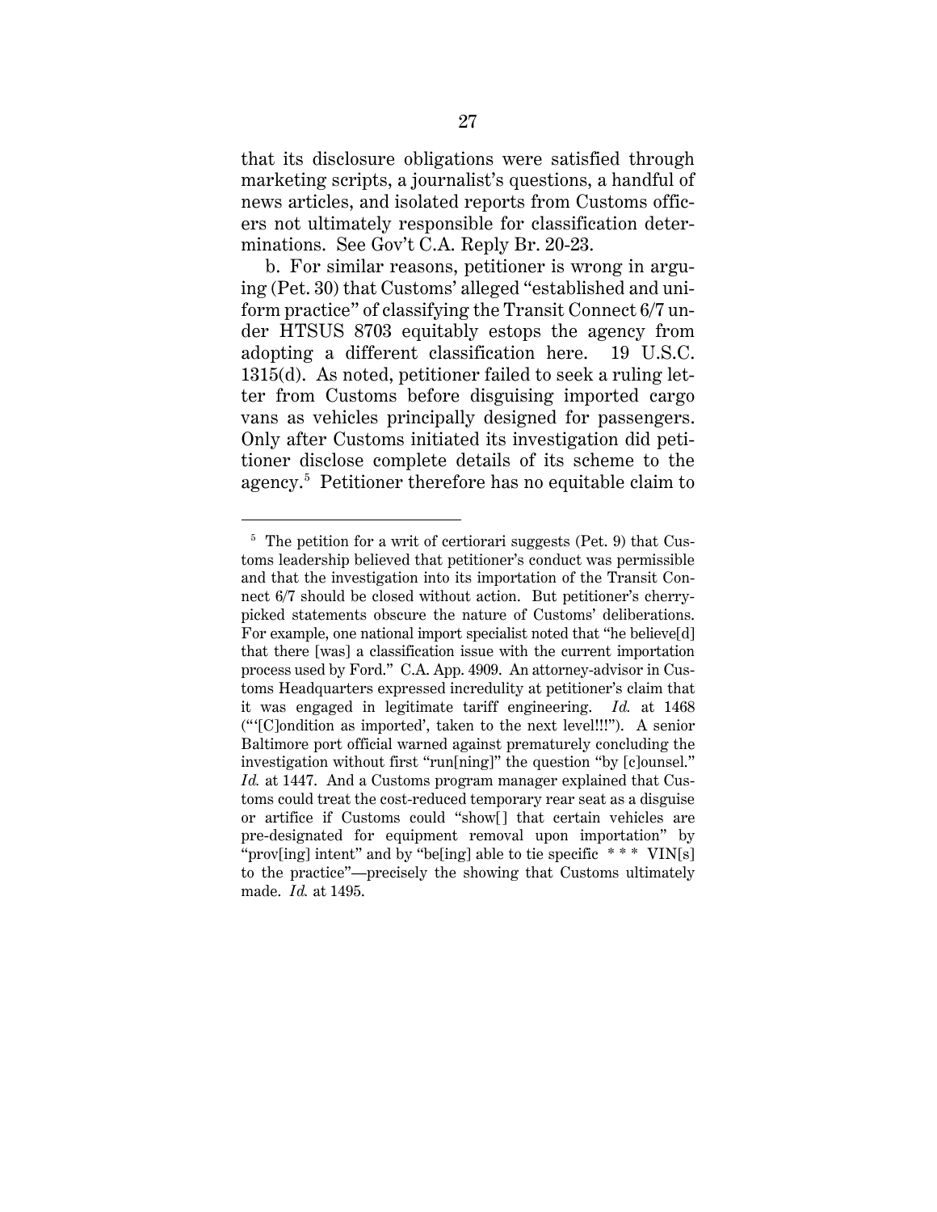that its disclosure obligations were satisfied through marketing scripts, a journalist's questions, a handful of news articles, and isolated reports from Customs officers not ultimately responsible for classification determinations. See Gov't C.A. Reply Br. 20-23.

b. For similar reasons, petitioner is wrong in arguing (Pet. 30) that Customs' alleged "established and uniform practice" of classifying the Transit Connect 6/7 under HTSUS 8703 equitably estops the agency from adopting a different classification here. 19 U.S.C. 1315(d). As noted, petitioner failed to seek a ruling letter from Customs before disguising imported cargo vans as vehicles principally designed for passengers. Only after Customs initiated its investigation did petitioner disclose complete details of its scheme to the agency.[5] Petitioner therefore has no equitable claim to

---

[5] The petition for a writ of certiorari suggests (Pet. 9) that Customs leadership believed that petitioner's conduct was permissible and that the investigation into its importation of the Transit Connect 6/7 should be closed without action. But petitioner's cherry-picked statements obscure the nature of Customs' deliberations. For example, one national import specialist noted that "he believe[d] that there [was] a classification issue with the current importation process used by Ford." C.A. App. 4909. An attorney-advisor in Customs Headquarters expressed incredulity at petitioner's claim that it was engaged in legitimate tariff engineering. *Id.* at 1468 ("'[C]ondition as imported', taken to the next level!!!"). A senior Baltimore port official warned against prematurely concluding the investigation without first "run[ning]" the question "by [c]ounsel." *Id.* at 1447. And a Customs program manager explained that Customs could treat the cost-reduced temporary rear seat as a disguise or artifice if Customs could "show[] that certain vehicles are pre-designated for equipment removal upon importation" by "prov[ing] intent" and by "be[ing] able to tie specific * * * VIN[s] to the practice"—precisely the showing that Customs ultimately made. *Id.* at 1495.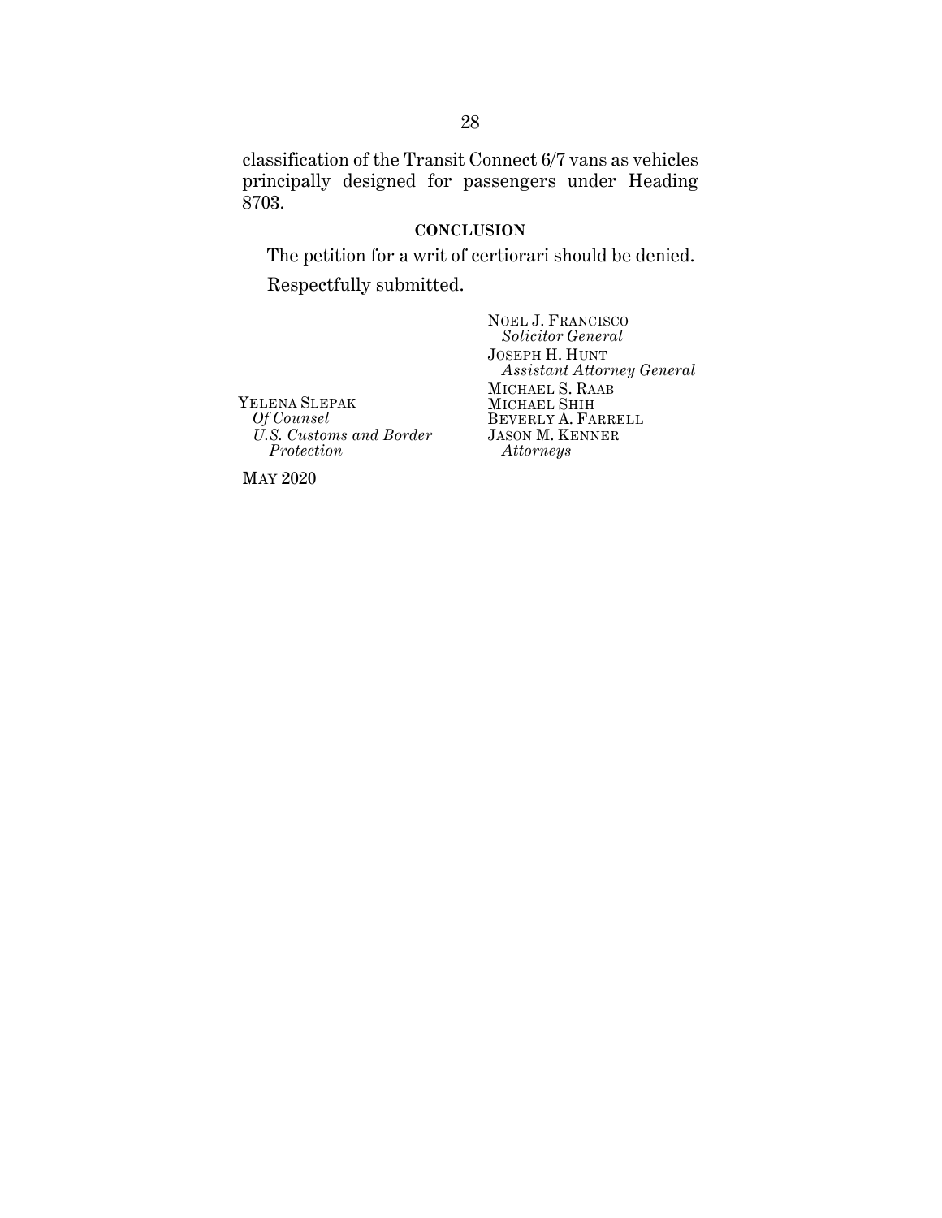classification of the Transit Connect 6/7 vans as vehicles principally designed for passengers under Heading 8703.

## CONCLUSION

The petition for a writ of certiorari should be denied.

Respectfully submitted.

NOEL J. FRANCISCO
*Solicitor General*
JOSEPH H. HUNT
*Assistant Attorney General*
MICHAEL S. RAAB
MICHAEL SHIH
BEVERLY A. FARRELL
JASON M. KENNER
*Attorneys*

YELENA SLEPAK
*Of Counsel*
*U.S. Customs and Border Protection*

MAY 2020